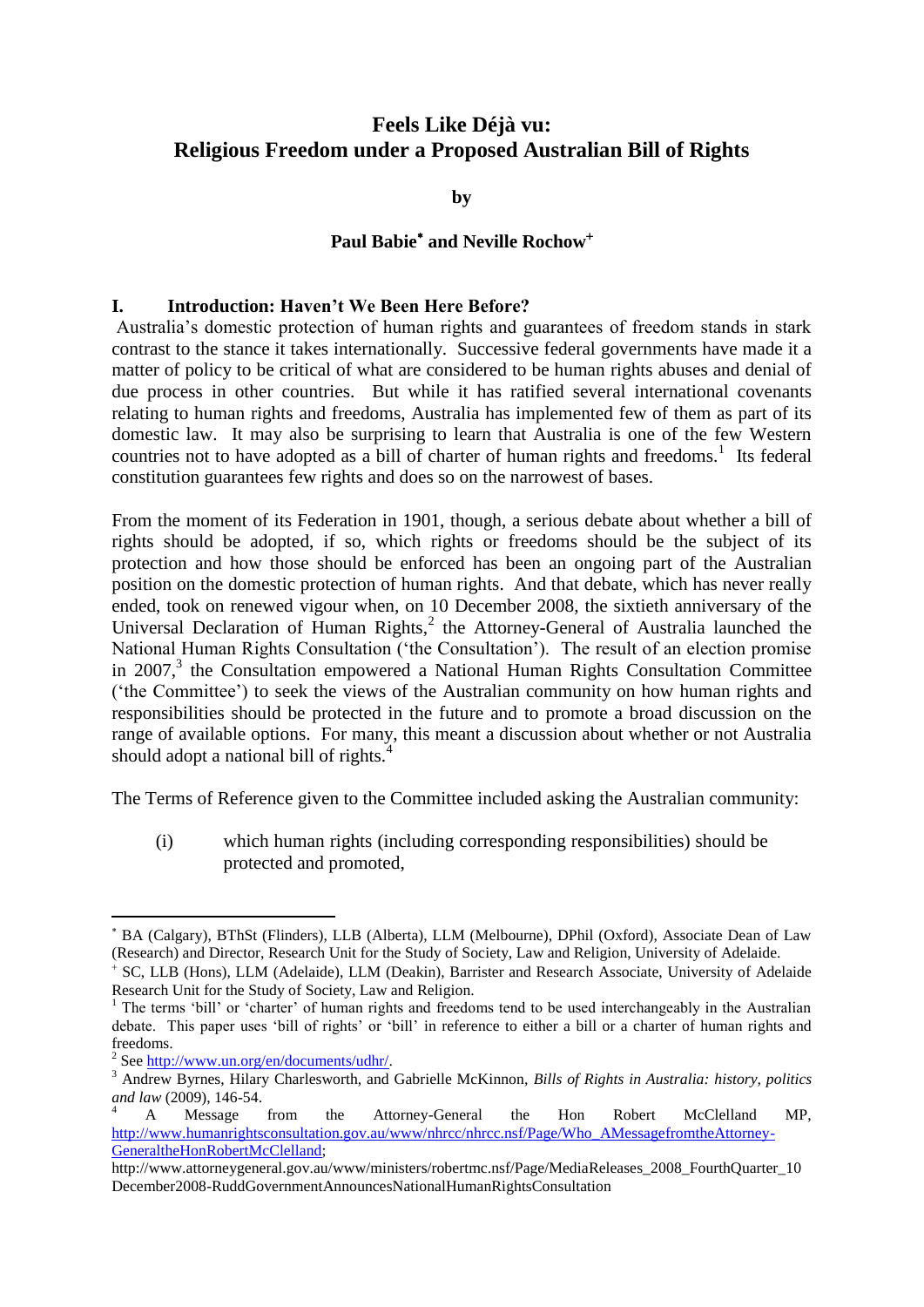# Feels Like Déjà vu: Religious Freedom under a Proposed Australian Bill of Rights

**by**

**Paul Babie[*] and Neville Rochow[+]**

## I. Introduction: Haven't We Been Here Before?

Australia's domestic protection of human rights and guarantees of freedom stands in stark contrast to the stance it takes internationally. Successive federal governments have made it a matter of policy to be critical of what are considered to be human rights abuses and denial of due process in other countries. But while it has ratified several international covenants relating to human rights and freedoms, Australia has implemented few of them as part of its domestic law. It may also be surprising to learn that Australia is one of the few Western countries not to have adopted as a bill of charter of human rights and freedoms.[1] Its federal constitution guarantees few rights and does so on the narrowest of bases.

From the moment of its Federation in 1901, though, a serious debate about whether a bill of rights should be adopted, if so, which rights or freedoms should be the subject of its protection and how those should be enforced has been an ongoing part of the Australian position on the domestic protection of human rights. And that debate, which has never really ended, took on renewed vigour when, on 10 December 2008, the sixtieth anniversary of the Universal Declaration of Human Rights,[2] the Attorney-General of Australia launched the National Human Rights Consultation ('the Consultation'). The result of an election promise in 2007,[3] the Consultation empowered a National Human Rights Consultation Committee ('the Committee') to seek the views of the Australian community on how human rights and responsibilities should be protected in the future and to promote a broad discussion on the range of available options. For many, this meant a discussion about whether or not Australia should adopt a national bill of rights.[4]

The Terms of Reference given to the Committee included asking the Australian community:

(i) which human rights (including corresponding responsibilities) should be protected and promoted,

---

[*] BA (Calgary), BThSt (Flinders), LLB (Alberta), LLM (Melbourne), DPhil (Oxford), Associate Dean of Law (Research) and Director, Research Unit for the Study of Society, Law and Religion, University of Adelaide.

[+] SC, LLB (Hons), LLM (Adelaide), LLM (Deakin), Barrister and Research Associate, University of Adelaide Research Unit for the Study of Society, Law and Religion.

[1] The terms 'bill' or 'charter' of human rights and freedoms tend to be used interchangeably in the Australian debate. This paper uses 'bill of rights' or 'bill' in reference to either a bill or a charter of human rights and freedoms.

[2] See http://www.un.org/en/documents/udhr/.

[3] Andrew Byrnes, Hilary Charlesworth, and Gabrielle McKinnon, *Bills of Rights in Australia: history, politics and law* (2009), 146-54.

[4] A Message from the Attorney-General the Hon Robert McClelland MP, http://www.humanrightsconsultation.gov.au/www/nhrcc/nhrcc.nsf/Page/Who_AMessagefromtheAttorney-GeneraltheHonRobertMcClelland; http://www.attorneygeneral.gov.au/www/ministers/robertmc.nsf/Page/MediaReleases_2008_FourthQuarter_10December2008-RuddGovernmentAnnouncesNationalHumanRightsConsultation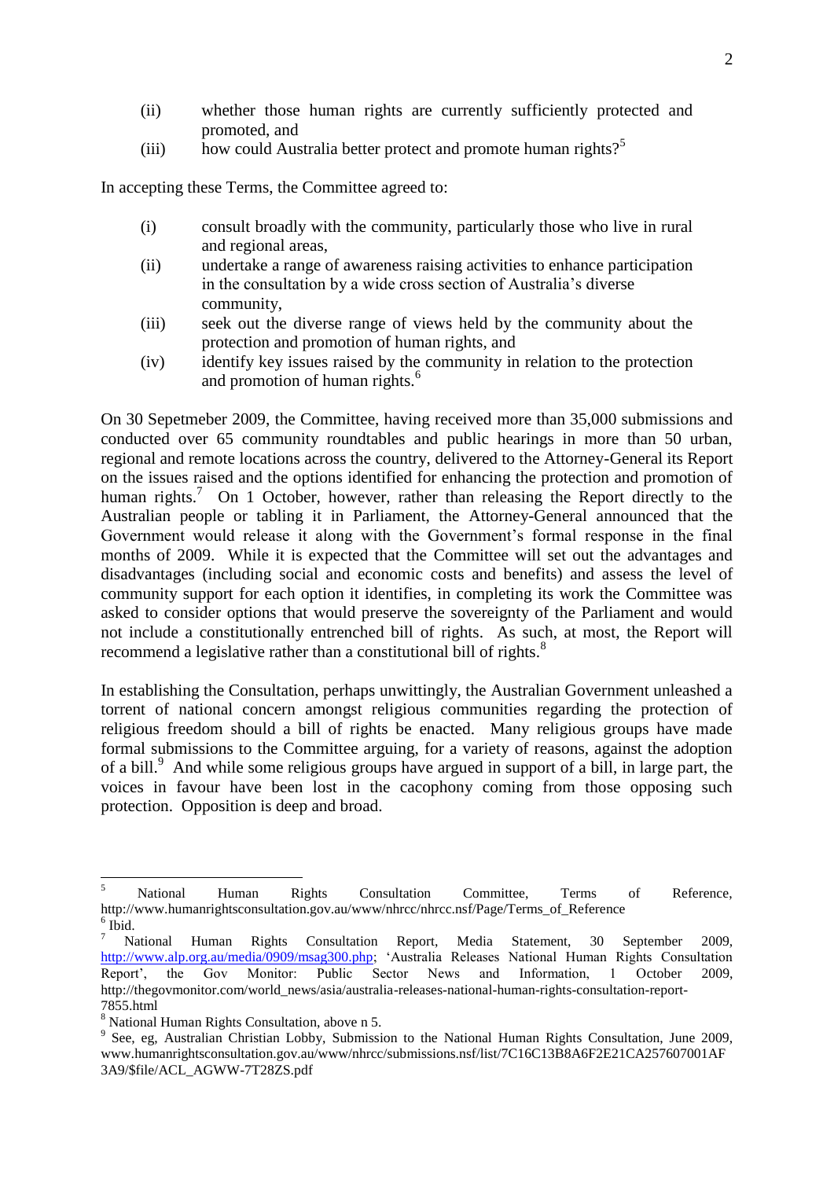(ii) whether those human rights are currently sufficiently protected and promoted, and
(iii) how could Australia better protect and promote human rights?[5]

In accepting these Terms, the Committee agreed to:

(i) consult broadly with the community, particularly those who live in rural and regional areas,
(ii) undertake a range of awareness raising activities to enhance participation in the consultation by a wide cross section of Australia's diverse community,
(iii) seek out the diverse range of views held by the community about the protection and promotion of human rights, and
(iv) identify key issues raised by the community in relation to the protection and promotion of human rights.[6]

On 30 Sepetmeber 2009, the Committee, having received more than 35,000 submissions and conducted over 65 community roundtables and public hearings in more than 50 urban, regional and remote locations across the country, delivered to the Attorney-General its Report on the issues raised and the options identified for enhancing the protection and promotion of human rights.[7] On 1 October, however, rather than releasing the Report directly to the Australian people or tabling it in Parliament, the Attorney-General announced that the Government would release it along with the Government's formal response in the final months of 2009. While it is expected that the Committee will set out the advantages and disadvantages (including social and economic costs and benefits) and assess the level of community support for each option it identifies, in completing its work the Committee was asked to consider options that would preserve the sovereignty of the Parliament and would not include a constitutionally entrenched bill of rights. As such, at most, the Report will recommend a legislative rather than a constitutional bill of rights.[8]

In establishing the Consultation, perhaps unwittingly, the Australian Government unleashed a torrent of national concern amongst religious communities regarding the protection of religious freedom should a bill of rights be enacted. Many religious groups have made formal submissions to the Committee arguing, for a variety of reasons, against the adoption of a bill.[9] And while some religious groups have argued in support of a bill, in large part, the voices in favour have been lost in the cacophony coming from those opposing such protection. Opposition is deep and broad.

---

[5] National Human Rights Consultation Committee, Terms of Reference, http://www.humanrightsconsultation.gov.au/www/nhrcc/nhrcc.nsf/Page/Terms_of_Reference

[6] Ibid.

[7] National Human Rights Consultation Report, Media Statement, 30 September 2009, http://www.alp.org.au/media/0909/msag300.php; 'Australia Releases National Human Rights Consultation Report', the Gov Monitor: Public Sector News and Information, 1 October 2009, http://thegovmonitor.com/world_news/asia/australia-releases-national-human-rights-consultation-report-7855.html

[8] National Human Rights Consultation, above n 5.

[9] See, eg, Australian Christian Lobby, Submission to the National Human Rights Consultation, June 2009, www.humanrightsconsultation.gov.au/www/nhrcc/submissions.nsf/list/7C16C13B8A6F2E21CA257607001AF3A9/$file/ACL_AGWW-7T28ZS.pdf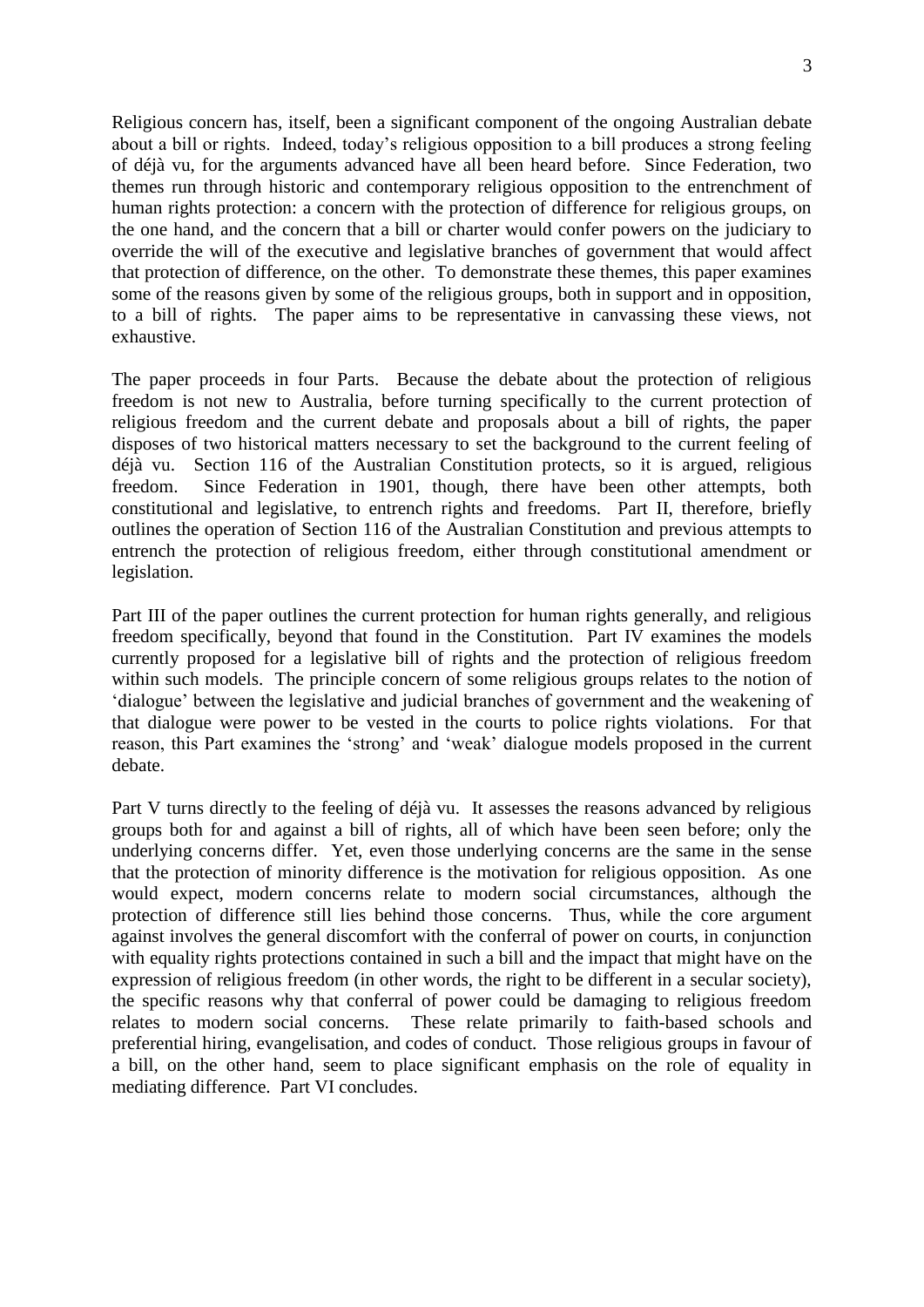Religious concern has, itself, been a significant component of the ongoing Australian debate about a bill or rights. Indeed, today's religious opposition to a bill produces a strong feeling of déjà vu, for the arguments advanced have all been heard before. Since Federation, two themes run through historic and contemporary religious opposition to the entrenchment of human rights protection: a concern with the protection of difference for religious groups, on the one hand, and the concern that a bill or charter would confer powers on the judiciary to override the will of the executive and legislative branches of government that would affect that protection of difference, on the other. To demonstrate these themes, this paper examines some of the reasons given by some of the religious groups, both in support and in opposition, to a bill of rights. The paper aims to be representative in canvassing these views, not exhaustive.

The paper proceeds in four Parts. Because the debate about the protection of religious freedom is not new to Australia, before turning specifically to the current protection of religious freedom and the current debate and proposals about a bill of rights, the paper disposes of two historical matters necessary to set the background to the current feeling of déjà vu. Section 116 of the Australian Constitution protects, so it is argued, religious freedom. Since Federation in 1901, though, there have been other attempts, both constitutional and legislative, to entrench rights and freedoms. Part II, therefore, briefly outlines the operation of Section 116 of the Australian Constitution and previous attempts to entrench the protection of religious freedom, either through constitutional amendment or legislation.

Part III of the paper outlines the current protection for human rights generally, and religious freedom specifically, beyond that found in the Constitution. Part IV examines the models currently proposed for a legislative bill of rights and the protection of religious freedom within such models. The principle concern of some religious groups relates to the notion of 'dialogue' between the legislative and judicial branches of government and the weakening of that dialogue were power to be vested in the courts to police rights violations. For that reason, this Part examines the 'strong' and 'weak' dialogue models proposed in the current debate.

Part V turns directly to the feeling of déjà vu. It assesses the reasons advanced by religious groups both for and against a bill of rights, all of which have been seen before; only the underlying concerns differ. Yet, even those underlying concerns are the same in the sense that the protection of minority difference is the motivation for religious opposition. As one would expect, modern concerns relate to modern social circumstances, although the protection of difference still lies behind those concerns. Thus, while the core argument against involves the general discomfort with the conferral of power on courts, in conjunction with equality rights protections contained in such a bill and the impact that might have on the expression of religious freedom (in other words, the right to be different in a secular society), the specific reasons why that conferral of power could be damaging to religious freedom relates to modern social concerns. These relate primarily to faith-based schools and preferential hiring, evangelisation, and codes of conduct. Those religious groups in favour of a bill, on the other hand, seem to place significant emphasis on the role of equality in mediating difference. Part VI concludes.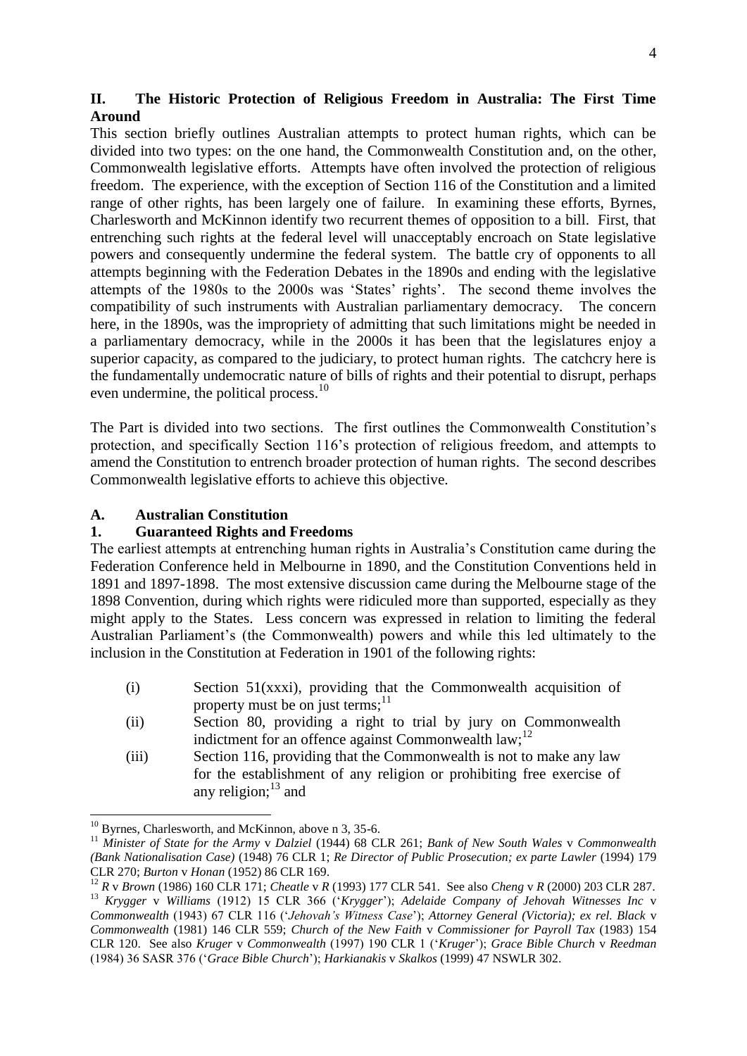## II. The Historic Protection of Religious Freedom in Australia: The First Time Around

This section briefly outlines Australian attempts to protect human rights, which can be divided into two types: on the one hand, the Commonwealth Constitution and, on the other, Commonwealth legislative efforts. Attempts have often involved the protection of religious freedom. The experience, with the exception of Section 116 of the Constitution and a limited range of other rights, has been largely one of failure. In examining these efforts, Byrnes, Charlesworth and McKinnon identify two recurrent themes of opposition to a bill. First, that entrenching such rights at the federal level will unacceptably encroach on State legislative powers and consequently undermine the federal system. The battle cry of opponents to all attempts beginning with the Federation Debates in the 1890s and ending with the legislative attempts of the 1980s to the 2000s was 'States' rights'. The second theme involves the compatibility of such instruments with Australian parliamentary democracy. The concern here, in the 1890s, was the impropriety of admitting that such limitations might be needed in a parliamentary democracy, while in the 2000s it has been that the legislatures enjoy a superior capacity, as compared to the judiciary, to protect human rights. The catchcry here is the fundamentally undemocratic nature of bills of rights and their potential to disrupt, perhaps even undermine, the political process.[10]

The Part is divided into two sections. The first outlines the Commonwealth Constitution's protection, and specifically Section 116's protection of religious freedom, and attempts to amend the Constitution to entrench broader protection of human rights. The second describes Commonwealth legislative efforts to achieve this objective.

### A. Australian Constitution

#### 1. Guaranteed Rights and Freedoms

The earliest attempts at entrenching human rights in Australia's Constitution came during the Federation Conference held in Melbourne in 1890, and the Constitution Conventions held in 1891 and 1897-1898. The most extensive discussion came during the Melbourne stage of the 1898 Convention, during which rights were ridiculed more than supported, especially as they might apply to the States. Less concern was expressed in relation to limiting the federal Australian Parliament's (the Commonwealth) powers and while this led ultimately to the inclusion in the Constitution at Federation in 1901 of the following rights:

(i) Section 51(xxxi), providing that the Commonwealth acquisition of property must be on just terms;[11]

(ii) Section 80, providing a right to trial by jury on Commonwealth indictment for an offence against Commonwealth law;[12]

(iii) Section 116, providing that the Commonwealth is not to make any law for the establishment of any religion or prohibiting free exercise of any religion;[13] and

---

[10] Byrnes, Charlesworth, and McKinnon, above n 3, 35-6.

[11] *Minister of State for the Army* v *Dalziel* (1944) 68 CLR 261; *Bank of New South Wales* v *Commonwealth (Bank Nationalisation Case)* (1948) 76 CLR 1; *Re Director of Public Prosecution; ex parte Lawler* (1994) 179 CLR 270; *Burton* v *Honan* (1952) 86 CLR 169.

[12] *R* v *Brown* (1986) 160 CLR 171; *Cheatle* v *R* (1993) 177 CLR 541. See also *Cheng* v *R* (2000) 203 CLR 287.

[13] *Krygger* v *Williams* (1912) 15 CLR 366 ('*Krygger*'); *Adelaide Company of Jehovah Witnesses Inc* v *Commonwealth* (1943) 67 CLR 116 ('*Jehovah's Witness Case*'); *Attorney General (Victoria); ex rel. Black* v *Commonwealth* (1981) 146 CLR 559; *Church of the New Faith* v *Commissioner for Payroll Tax* (1983) 154 CLR 120. See also *Kruger* v *Commonwealth* (1997) 190 CLR 1 ('*Kruger*'); *Grace Bible Church* v *Reedman* (1984) 36 SASR 376 ('*Grace Bible Church*'); *Harkianakis* v *Skalkos* (1999) 47 NSWLR 302.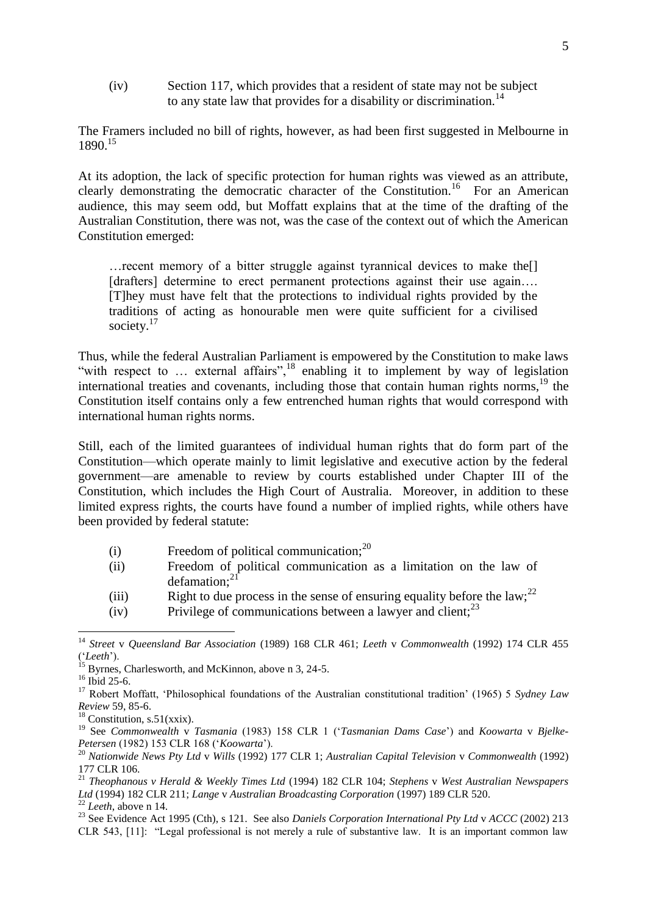(iv) Section 117, which provides that a resident of state may not be subject to any state law that provides for a disability or discrimination.[14]

The Framers included no bill of rights, however, as had been first suggested in Melbourne in 1890.[15]

At its adoption, the lack of specific protection for human rights was viewed as an attribute, clearly demonstrating the democratic character of the Constitution.[16] For an American audience, this may seem odd, but Moffatt explains that at the time of the drafting of the Australian Constitution, there was not, was the case of the context out of which the American Constitution emerged:

> …recent memory of a bitter struggle against tyrannical devices to make the[] [drafters] determine to erect permanent protections against their use again…. [T]hey must have felt that the protections to individual rights provided by the traditions of acting as honourable men were quite sufficient for a civilised society.[17]

Thus, while the federal Australian Parliament is empowered by the Constitution to make laws "with respect to … external affairs",[18] enabling it to implement by way of legislation international treaties and covenants, including those that contain human rights norms,[19] the Constitution itself contains only a few entrenched human rights that would correspond with international human rights norms.

Still, each of the limited guarantees of individual human rights that do form part of the Constitution—which operate mainly to limit legislative and executive action by the federal government—are amenable to review by courts established under Chapter III of the Constitution, which includes the High Court of Australia. Moreover, in addition to these limited express rights, the courts have found a number of implied rights, while others have been provided by federal statute:

(i) Freedom of political communication;[20]

(ii) Freedom of political communication as a limitation on the law of defamation;[21]

(iii) Right to due process in the sense of ensuring equality before the law;[22]

(iv) Privilege of communications between a lawyer and client;[23]

---

[14] *Street* v *Queensland Bar Association* (1989) 168 CLR 461; *Leeth* v *Commonwealth* (1992) 174 CLR 455 ('*Leeth*').

[15] Byrnes, Charlesworth, and McKinnon, above n 3, 24-5.

[16] Ibid 25-6.

[17] Robert Moffatt, 'Philosophical foundations of the Australian constitutional tradition' (1965) 5 *Sydney Law Review* 59, 85-6.

[18] Constitution, s.51(xxix).

[19] See *Commonwealth* v *Tasmania* (1983) 158 CLR 1 ('*Tasmanian Dams Case*') and *Koowarta* v *Bjelke-Petersen* (1982) 153 CLR 168 ('*Koowarta*').

[20] *Nationwide News Pty Ltd* v *Wills* (1992) 177 CLR 1; *Australian Capital Television* v *Commonwealth* (1992) 177 CLR 106.

[21] *Theophanous v Herald & Weekly Times Ltd* (1994) 182 CLR 104; *Stephens* v *West Australian Newspapers Ltd* (1994) 182 CLR 211; *Lange* v *Australian Broadcasting Corporation* (1997) 189 CLR 520.

[22] *Leeth*, above n 14.

[23] See Evidence Act 1995 (Cth), s 121. See also *Daniels Corporation International Pty Ltd* v *ACCC* (2002) 213 CLR 543, [11]: "Legal professional is not merely a rule of substantive law. It is an important common law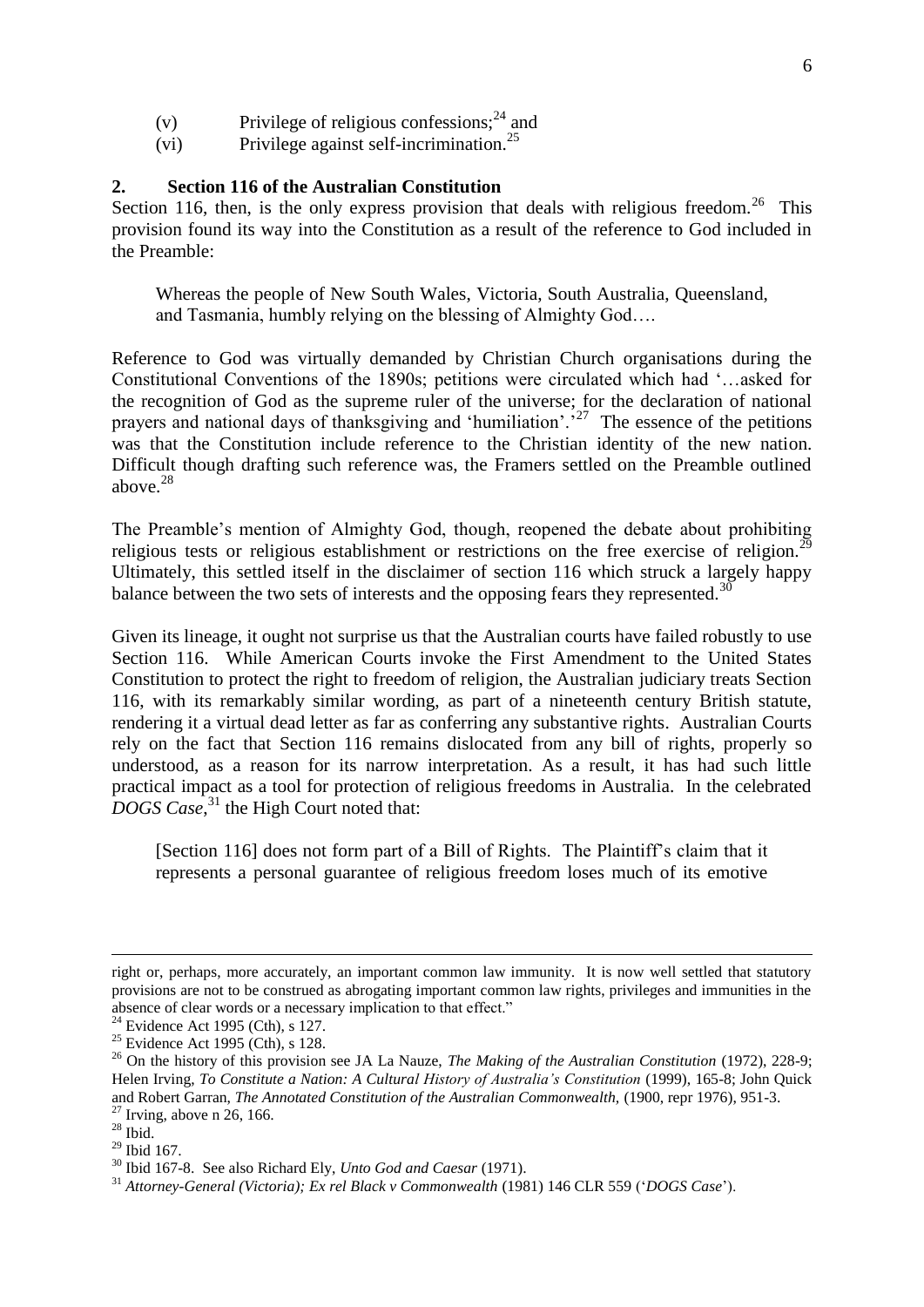(v) Privilege of religious confessions;[24] and

(vi) Privilege against self-incrimination.[25]

## 2. Section 116 of the Australian Constitution

Section 116, then, is the only express provision that deals with religious freedom.[26] This provision found its way into the Constitution as a result of the reference to God included in the Preamble:

> Whereas the people of New South Wales, Victoria, South Australia, Queensland, and Tasmania, humbly relying on the blessing of Almighty God….

Reference to God was virtually demanded by Christian Church organisations during the Constitutional Conventions of the 1890s; petitions were circulated which had '…asked for the recognition of God as the supreme ruler of the universe; for the declaration of national prayers and national days of thanksgiving and 'humiliation'.'[27] The essence of the petitions was that the Constitution include reference to the Christian identity of the new nation. Difficult though drafting such reference was, the Framers settled on the Preamble outlined above.[28]

The Preamble's mention of Almighty God, though, reopened the debate about prohibiting religious tests or religious establishment or restrictions on the free exercise of religion.[29] Ultimately, this settled itself in the disclaimer of section 116 which struck a largely happy balance between the two sets of interests and the opposing fears they represented.[30]

Given its lineage, it ought not surprise us that the Australian courts have failed robustly to use Section 116. While American Courts invoke the First Amendment to the United States Constitution to protect the right to freedom of religion, the Australian judiciary treats Section 116, with its remarkably similar wording, as part of a nineteenth century British statute, rendering it a virtual dead letter as far as conferring any substantive rights. Australian Courts rely on the fact that Section 116 remains dislocated from any bill of rights, properly so understood, as a reason for its narrow interpretation. As a result, it has had such little practical impact as a tool for protection of religious freedoms in Australia. In the celebrated *DOGS Case*,[31] the High Court noted that:

> [Section 116] does not form part of a Bill of Rights. The Plaintiff's claim that it represents a personal guarantee of religious freedom loses much of its emotive

---

right or, perhaps, more accurately, an important common law immunity. It is now well settled that statutory provisions are not to be construed as abrogating important common law rights, privileges and immunities in the absence of clear words or a necessary implication to that effect."

[24] Evidence Act 1995 (Cth), s 127.

[25] Evidence Act 1995 (Cth), s 128.

[26] On the history of this provision see JA La Nauze, *The Making of the Australian Constitution* (1972), 228-9; Helen Irving, *To Constitute a Nation: A Cultural History of Australia's Constitution* (1999), 165-8; John Quick and Robert Garran, *The Annotated Constitution of the Australian Commonwealth*, (1900, repr 1976), 951-3.

[27] Irving, above n 26, 166.

[28] Ibid.

[29] Ibid 167.

[30] Ibid 167-8. See also Richard Ely, *Unto God and Caesar* (1971).

[31] *Attorney-General (Victoria); Ex rel Black v Commonwealth* (1981) 146 CLR 559 ('*DOGS Case*').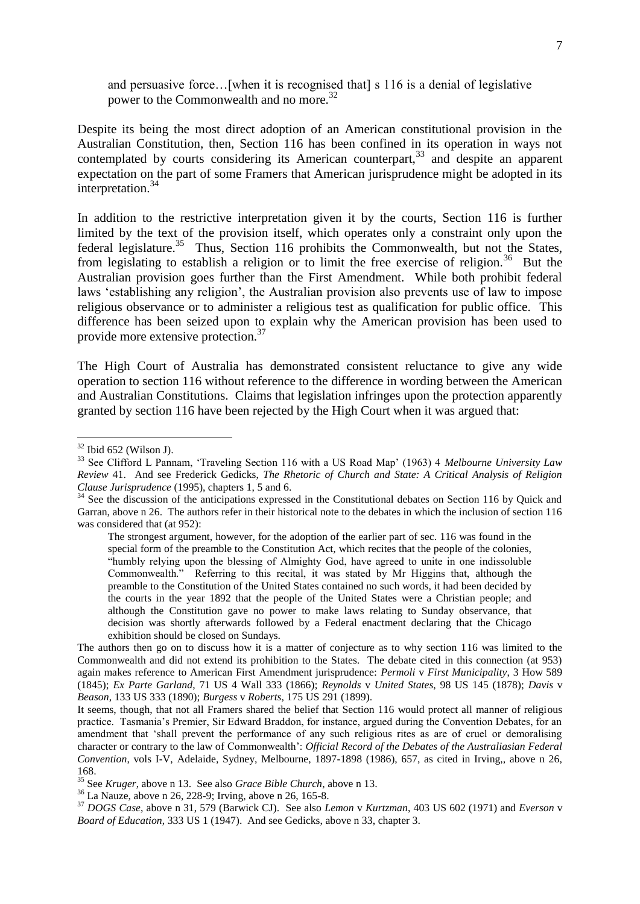> and persuasive force…[when it is recognised that] s 116 is a denial of legislative power to the Commonwealth and no more.[32]

Despite its being the most direct adoption of an American constitutional provision in the Australian Constitution, then, Section 116 has been confined in its operation in ways not contemplated by courts considering its American counterpart,[33] and despite an apparent expectation on the part of some Framers that American jurisprudence might be adopted in its interpretation.[34]

In addition to the restrictive interpretation given it by the courts, Section 116 is further limited by the text of the provision itself, which operates only a constraint only upon the federal legislature.[35] Thus, Section 116 prohibits the Commonwealth, but not the States, from legislating to establish a religion or to limit the free exercise of religion.[36] But the Australian provision goes further than the First Amendment. While both prohibit federal laws 'establishing any religion', the Australian provision also prevents use of law to impose religious observance or to administer a religious test as qualification for public office. This difference has been seized upon to explain why the American provision has been used to provide more extensive protection.[37]

The High Court of Australia has demonstrated consistent reluctance to give any wide operation to section 116 without reference to the difference in wording between the American and Australian Constitutions. Claims that legislation infringes upon the protection apparently granted by section 116 have been rejected by the High Court when it was argued that:

---

[32] Ibid 652 (Wilson J).

[33] See Clifford L Pannam, 'Traveling Section 116 with a US Road Map' (1963) 4 *Melbourne University Law Review* 41. And see Frederick Gedicks, *The Rhetoric of Church and State: A Critical Analysis of Religion Clause Jurisprudence* (1995), chapters 1, 5 and 6.

[34] See the discussion of the anticipations expressed in the Constitutional debates on Section 116 by Quick and Garran, above n 26. The authors refer in their historical note to the debates in which the inclusion of section 116 was considered that (at 952):

> The strongest argument, however, for the adoption of the earlier part of sec. 116 was found in the special form of the preamble to the Constitution Act, which recites that the people of the colonies, "humbly relying upon the blessing of Almighty God, have agreed to unite in one indissoluble Commonwealth." Referring to this recital, it was stated by Mr Higgins that, although the preamble to the Constitution of the United States contained no such words, it had been decided by the courts in the year 1892 that the people of the United States were a Christian people; and although the Constitution gave no power to make laws relating to Sunday observance, that decision was shortly afterwards followed by a Federal enactment declaring that the Chicago exhibition should be closed on Sundays.

The authors then go on to discuss how it is a matter of conjecture as to why section 116 was limited to the Commonwealth and did not extend its prohibition to the States. The debate cited in this connection (at 953) again makes reference to American First Amendment jurisprudence: *Permoli* v *First Municipality*, 3 How 589 (1845); *Ex Parte Garland*, 71 US 4 Wall 333 (1866); *Reynolds* v *United States*, 98 US 145 (1878); *Davis* v *Beason*, 133 US 333 (1890); *Burgess* v *Roberts*, 175 US 291 (1899).

It seems, though, that not all Framers shared the belief that Section 116 would protect all manner of religious practice. Tasmania's Premier, Sir Edward Braddon, for instance, argued during the Convention Debates, for an amendment that 'shall prevent the performance of any such religious rites as are of cruel or demoralising character or contrary to the law of Commonwealth': *Official Record of the Debates of the Australiasian Federal Convention*, vols I-V, Adelaide, Sydney, Melbourne, 1897-1898 (1986), 657, as cited in Irving,, above n 26, 168.

[35] See *Kruger*, above n 13. See also *Grace Bible Church*, above n 13.

[36] La Nauze, above n 26, 228-9; Irving, above n 26, 165-8.

[37] *DOGS Case*, above n 31, 579 (Barwick CJ). See also *Lemon* v *Kurtzman*, 403 US 602 (1971) and *Everson* v *Board of Education*, 333 US 1 (1947). And see Gedicks, above n 33, chapter 3.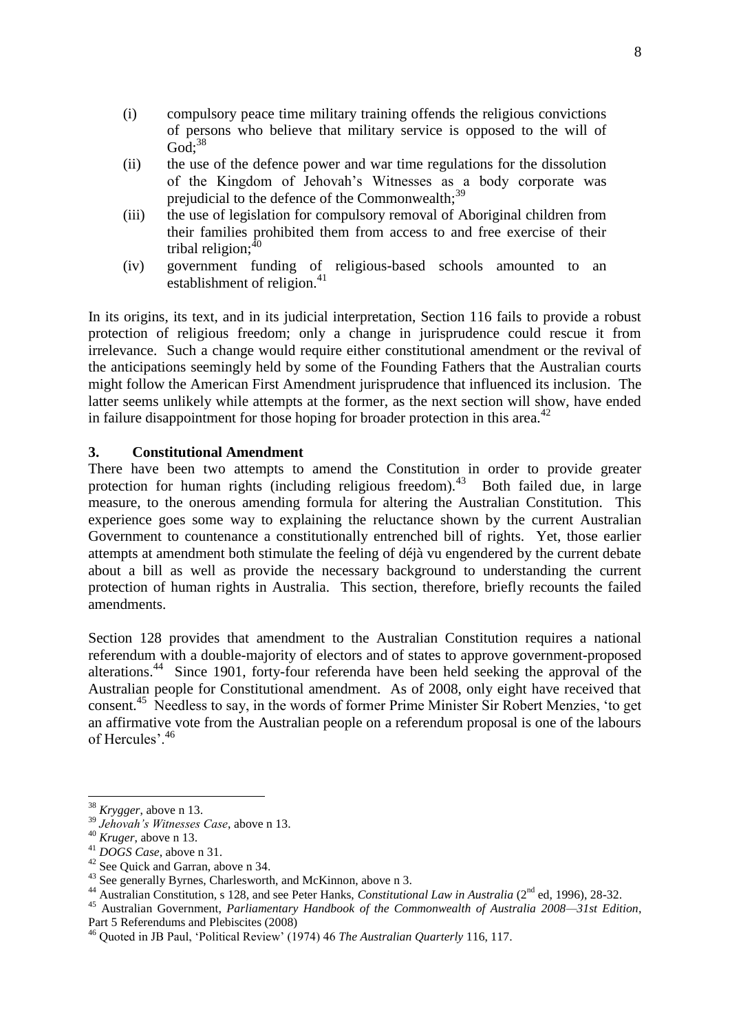(i) compulsory peace time military training offends the religious convictions of persons who believe that military service is opposed to the will of God;[38]

(ii) the use of the defence power and war time regulations for the dissolution of the Kingdom of Jehovah's Witnesses as a body corporate was prejudicial to the defence of the Commonwealth;[39]

(iii) the use of legislation for compulsory removal of Aboriginal children from their families prohibited them from access to and free exercise of their tribal religion;[40]

(iv) government funding of religious-based schools amounted to an establishment of religion.[41]

In its origins, its text, and in its judicial interpretation, Section 116 fails to provide a robust protection of religious freedom; only a change in jurisprudence could rescue it from irrelevance. Such a change would require either constitutional amendment or the revival of the anticipations seemingly held by some of the Founding Fathers that the Australian courts might follow the American First Amendment jurisprudence that influenced its inclusion. The latter seems unlikely while attempts at the former, as the next section will show, have ended in failure disappointment for those hoping for broader protection in this area.[42]

## 3. Constitutional Amendment

There have been two attempts to amend the Constitution in order to provide greater protection for human rights (including religious freedom).[43] Both failed due, in large measure, to the onerous amending formula for altering the Australian Constitution. This experience goes some way to explaining the reluctance shown by the current Australian Government to countenance a constitutionally entrenched bill of rights. Yet, those earlier attempts at amendment both stimulate the feeling of déjà vu engendered by the current debate about a bill as well as provide the necessary background to understanding the current protection of human rights in Australia. This section, therefore, briefly recounts the failed amendments.

Section 128 provides that amendment to the Australian Constitution requires a national referendum with a double-majority of electors and of states to approve government-proposed alterations.[44] Since 1901, forty-four referenda have been held seeking the approval of the Australian people for Constitutional amendment. As of 2008, only eight have received that consent.[45] Needless to say, in the words of former Prime Minister Sir Robert Menzies, 'to get an affirmative vote from the Australian people on a referendum proposal is one of the labours of Hercules'.[46]

---

[38] *Krygger*, above n 13.

[39] *Jehovah's Witnesses Case*, above n 13.

[40] *Kruger*, above n 13.

[41] *DOGS Case*, above n 31.

[42] See Quick and Garran, above n 34.

[43] See generally Byrnes, Charlesworth, and McKinnon, above n 3.

[44] Australian Constitution, s 128, and see Peter Hanks, *Constitutional Law in Australia* (2nd ed, 1996), 28-32.

[45] Australian Government, *Parliamentary Handbook of the Commonwealth of Australia 2008—31st Edition*, Part 5 Referendums and Plebiscites (2008)

[46] Quoted in JB Paul, 'Political Review' (1974) 46 *The Australian Quarterly* 116, 117.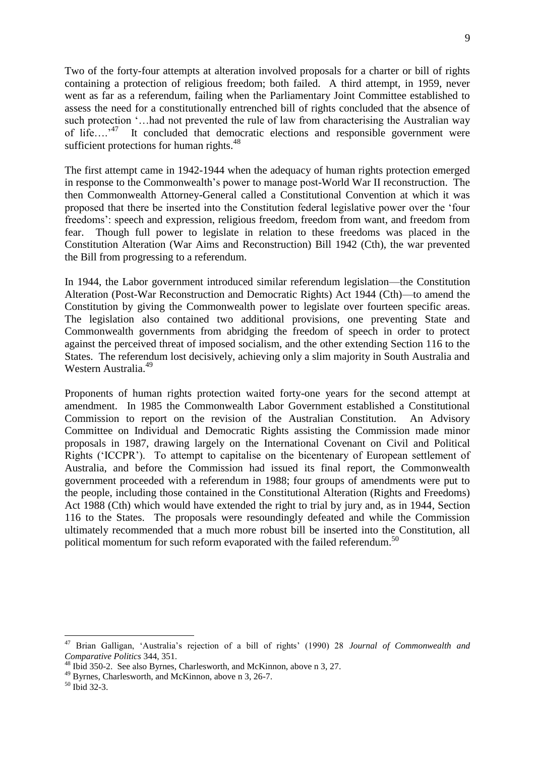Two of the forty-four attempts at alteration involved proposals for a charter or bill of rights containing a protection of religious freedom; both failed. A third attempt, in 1959, never went as far as a referendum, failing when the Parliamentary Joint Committee established to assess the need for a constitutionally entrenched bill of rights concluded that the absence of such protection '…had not prevented the rule of law from characterising the Australian way of life….'[47] It concluded that democratic elections and responsible government were sufficient protections for human rights.[48]

The first attempt came in 1942-1944 when the adequacy of human rights protection emerged in response to the Commonwealth's power to manage post-World War II reconstruction. The then Commonwealth Attorney-General called a Constitutional Convention at which it was proposed that there be inserted into the Constitution federal legislative power over the 'four freedoms': speech and expression, religious freedom, freedom from want, and freedom from fear. Though full power to legislate in relation to these freedoms was placed in the Constitution Alteration (War Aims and Reconstruction) Bill 1942 (Cth), the war prevented the Bill from progressing to a referendum.

In 1944, the Labor government introduced similar referendum legislation—the Constitution Alteration (Post-War Reconstruction and Democratic Rights) Act 1944 (Cth)—to amend the Constitution by giving the Commonwealth power to legislate over fourteen specific areas. The legislation also contained two additional provisions, one preventing State and Commonwealth governments from abridging the freedom of speech in order to protect against the perceived threat of imposed socialism, and the other extending Section 116 to the States. The referendum lost decisively, achieving only a slim majority in South Australia and Western Australia.[49]

Proponents of human rights protection waited forty-one years for the second attempt at amendment. In 1985 the Commonwealth Labor Government established a Constitutional Commission to report on the revision of the Australian Constitution. An Advisory Committee on Individual and Democratic Rights assisting the Commission made minor proposals in 1987, drawing largely on the International Covenant on Civil and Political Rights ('ICCPR'). To attempt to capitalise on the bicentenary of European settlement of Australia, and before the Commission had issued its final report, the Commonwealth government proceeded with a referendum in 1988; four groups of amendments were put to the people, including those contained in the Constitutional Alteration (Rights and Freedoms) Act 1988 (Cth) which would have extended the right to trial by jury and, as in 1944, Section 116 to the States. The proposals were resoundingly defeated and while the Commission ultimately recommended that a much more robust bill be inserted into the Constitution, all political momentum for such reform evaporated with the failed referendum.[50]

---

[47] Brian Galligan, 'Australia's rejection of a bill of rights' (1990) 28 *Journal of Commonwealth and Comparative Politics* 344, 351.

[48] Ibid 350-2. See also Byrnes, Charlesworth, and McKinnon, above n 3, 27.

[49] Byrnes, Charlesworth, and McKinnon, above n 3, 26-7.

[50] Ibid 32-3.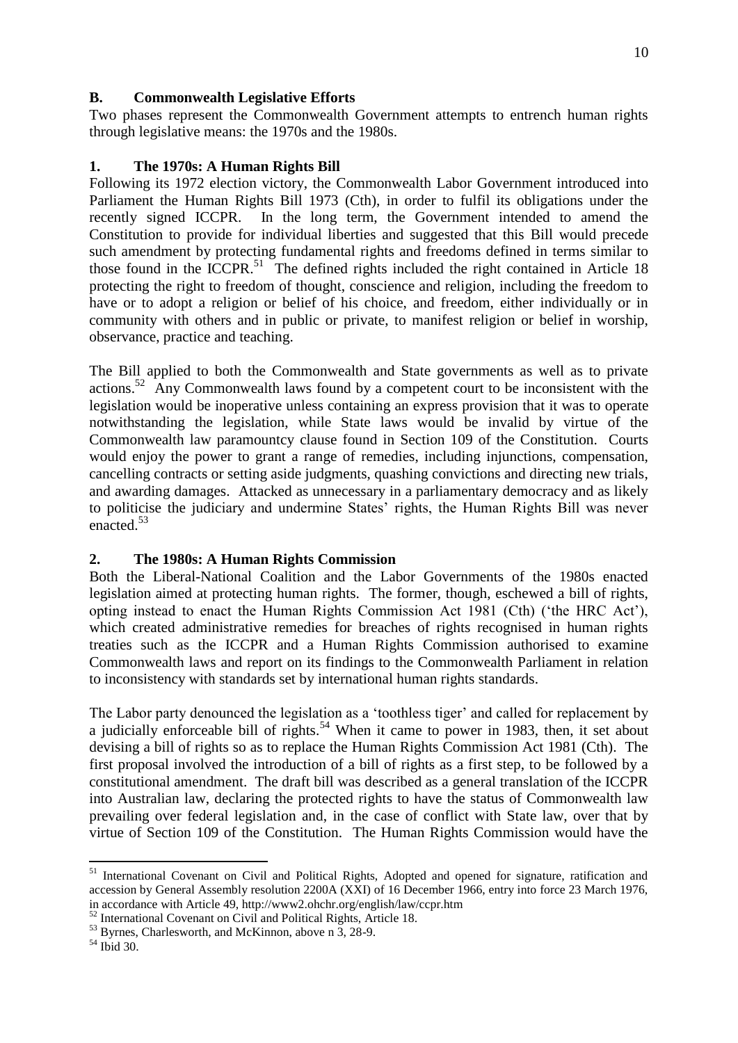## B. Commonwealth Legislative Efforts

Two phases represent the Commonwealth Government attempts to entrench human rights through legislative means: the 1970s and the 1980s.

### 1. The 1970s: A Human Rights Bill

Following its 1972 election victory, the Commonwealth Labor Government introduced into Parliament the Human Rights Bill 1973 (Cth), in order to fulfil its obligations under the recently signed ICCPR. In the long term, the Government intended to amend the Constitution to provide for individual liberties and suggested that this Bill would precede such amendment by protecting fundamental rights and freedoms defined in terms similar to those found in the ICCPR.[51] The defined rights included the right contained in Article 18 protecting the right to freedom of thought, conscience and religion, including the freedom to have or to adopt a religion or belief of his choice, and freedom, either individually or in community with others and in public or private, to manifest religion or belief in worship, observance, practice and teaching.

The Bill applied to both the Commonwealth and State governments as well as to private actions.[52] Any Commonwealth laws found by a competent court to be inconsistent with the legislation would be inoperative unless containing an express provision that it was to operate notwithstanding the legislation, while State laws would be invalid by virtue of the Commonwealth law paramountcy clause found in Section 109 of the Constitution. Courts would enjoy the power to grant a range of remedies, including injunctions, compensation, cancelling contracts or setting aside judgments, quashing convictions and directing new trials, and awarding damages. Attacked as unnecessary in a parliamentary democracy and as likely to politicise the judiciary and undermine States' rights, the Human Rights Bill was never enacted.[53]

### 2. The 1980s: A Human Rights Commission

Both the Liberal-National Coalition and the Labor Governments of the 1980s enacted legislation aimed at protecting human rights. The former, though, eschewed a bill of rights, opting instead to enact the Human Rights Commission Act 1981 (Cth) ('the HRC Act'), which created administrative remedies for breaches of rights recognised in human rights treaties such as the ICCPR and a Human Rights Commission authorised to examine Commonwealth laws and report on its findings to the Commonwealth Parliament in relation to inconsistency with standards set by international human rights standards.

The Labor party denounced the legislation as a 'toothless tiger' and called for replacement by a judicially enforceable bill of rights.[54] When it came to power in 1983, then, it set about devising a bill of rights so as to replace the Human Rights Commission Act 1981 (Cth). The first proposal involved the introduction of a bill of rights as a first step, to be followed by a constitutional amendment. The draft bill was described as a general translation of the ICCPR into Australian law, declaring the protected rights to have the status of Commonwealth law prevailing over federal legislation and, in the case of conflict with State law, over that by virtue of Section 109 of the Constitution. The Human Rights Commission would have the

---

[51] International Covenant on Civil and Political Rights, Adopted and opened for signature, ratification and accession by General Assembly resolution 2200A (XXI) of 16 December 1966, entry into force 23 March 1976, in accordance with Article 49, http://www2.ohchr.org/english/law/ccpr.htm

[52] International Covenant on Civil and Political Rights, Article 18.

[53] Byrnes, Charlesworth, and McKinnon, above n 3, 28-9.

[54] Ibid 30.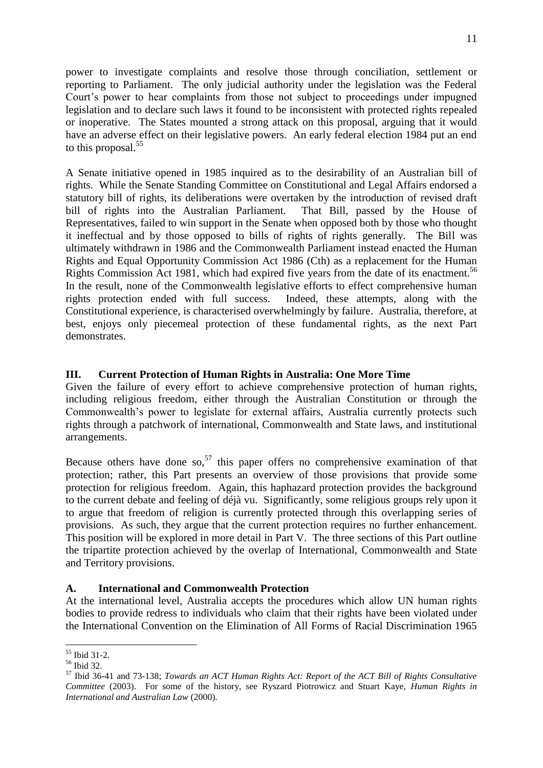power to investigate complaints and resolve those through conciliation, settlement or reporting to Parliament. The only judicial authority under the legislation was the Federal Court's power to hear complaints from those not subject to proceedings under impugned legislation and to declare such laws it found to be inconsistent with protected rights repealed or inoperative. The States mounted a strong attack on this proposal, arguing that it would have an adverse effect on their legislative powers. An early federal election 1984 put an end to this proposal.[55]

A Senate initiative opened in 1985 inquired as to the desirability of an Australian bill of rights. While the Senate Standing Committee on Constitutional and Legal Affairs endorsed a statutory bill of rights, its deliberations were overtaken by the introduction of revised draft bill of rights into the Australian Parliament. That Bill, passed by the House of Representatives, failed to win support in the Senate when opposed both by those who thought it ineffectual and by those opposed to bills of rights of rights generally. The Bill was ultimately withdrawn in 1986 and the Commonwealth Parliament instead enacted the Human Rights and Equal Opportunity Commission Act 1986 (Cth) as a replacement for the Human Rights Commission Act 1981, which had expired five years from the date of its enactment.[56] In the result, none of the Commonwealth legislative efforts to effect comprehensive human rights protection ended with full success. Indeed, these attempts, along with the Constitutional experience, is characterised overwhelmingly by failure. Australia, therefore, at best, enjoys only piecemeal protection of these fundamental rights, as the next Part demonstrates.

## III. Current Protection of Human Rights in Australia: One More Time

Given the failure of every effort to achieve comprehensive protection of human rights, including religious freedom, either through the Australian Constitution or through the Commonwealth's power to legislate for external affairs, Australia currently protects such rights through a patchwork of international, Commonwealth and State laws, and institutional arrangements.

Because others have done so,[57] this paper offers no comprehensive examination of that protection; rather, this Part presents an overview of those provisions that provide some protection for religious freedom. Again, this haphazard protection provides the background to the current debate and feeling of déjà vu. Significantly, some religious groups rely upon it to argue that freedom of religion is currently protected through this overlapping series of provisions. As such, they argue that the current protection requires no further enhancement. This position will be explored in more detail in Part V. The three sections of this Part outline the tripartite protection achieved by the overlap of International, Commonwealth and State and Territory provisions.

### A. International and Commonwealth Protection

At the international level, Australia accepts the procedures which allow UN human rights bodies to provide redress to individuals who claim that their rights have been violated under the International Convention on the Elimination of All Forms of Racial Discrimination 1965

---

[55] Ibid 31-2.

[56] Ibid 32.

[57] Ibid 36-41 and 73-138; *Towards an ACT Human Rights Act: Report of the ACT Bill of Rights Consultative Committee* (2003). For some of the history, see Ryszard Piotrowicz and Stuart Kaye, *Human Rights in International and Australian Law* (2000).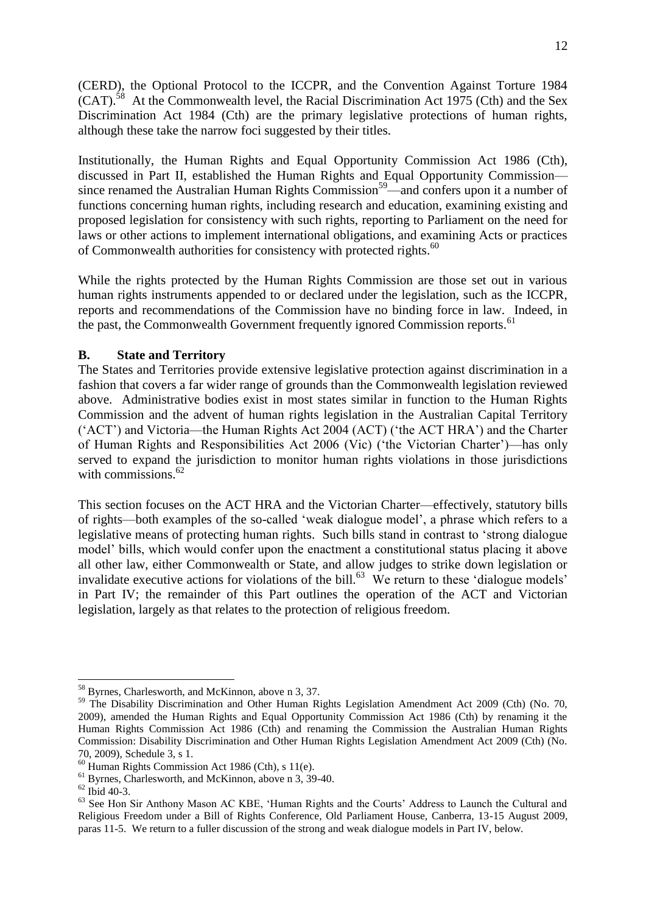(CERD), the Optional Protocol to the ICCPR, and the Convention Against Torture 1984 (CAT).[58] At the Commonwealth level, the Racial Discrimination Act 1975 (Cth) and the Sex Discrimination Act 1984 (Cth) are the primary legislative protections of human rights, although these take the narrow foci suggested by their titles.

Institutionally, the Human Rights and Equal Opportunity Commission Act 1986 (Cth), discussed in Part II, established the Human Rights and Equal Opportunity Commission—since renamed the Australian Human Rights Commission[59]—and confers upon it a number of functions concerning human rights, including research and education, examining existing and proposed legislation for consistency with such rights, reporting to Parliament on the need for laws or other actions to implement international obligations, and examining Acts or practices of Commonwealth authorities for consistency with protected rights.[60]

While the rights protected by the Human Rights Commission are those set out in various human rights instruments appended to or declared under the legislation, such as the ICCPR, reports and recommendations of the Commission have no binding force in law. Indeed, in the past, the Commonwealth Government frequently ignored Commission reports.[61]

### B. State and Territory

The States and Territories provide extensive legislative protection against discrimination in a fashion that covers a far wider range of grounds than the Commonwealth legislation reviewed above. Administrative bodies exist in most states similar in function to the Human Rights Commission and the advent of human rights legislation in the Australian Capital Territory ('ACT') and Victoria—the Human Rights Act 2004 (ACT) ('the ACT HRA') and the Charter of Human Rights and Responsibilities Act 2006 (Vic) ('the Victorian Charter')—has only served to expand the jurisdiction to monitor human rights violations in those jurisdictions with commissions.[62]

This section focuses on the ACT HRA and the Victorian Charter—effectively, statutory bills of rights—both examples of the so-called 'weak dialogue model', a phrase which refers to a legislative means of protecting human rights. Such bills stand in contrast to 'strong dialogue model' bills, which would confer upon the enactment a constitutional status placing it above all other law, either Commonwealth or State, and allow judges to strike down legislation or invalidate executive actions for violations of the bill.[63] We return to these 'dialogue models' in Part IV; the remainder of this Part outlines the operation of the ACT and Victorian legislation, largely as that relates to the protection of religious freedom.

---

[58] Byrnes, Charlesworth, and McKinnon, above n 3, 37.

[59] The Disability Discrimination and Other Human Rights Legislation Amendment Act 2009 (Cth) (No. 70, 2009), amended the Human Rights and Equal Opportunity Commission Act 1986 (Cth) by renaming it the Human Rights Commission Act 1986 (Cth) and renaming the Commission the Australian Human Rights Commission: Disability Discrimination and Other Human Rights Legislation Amendment Act 2009 (Cth) (No. 70, 2009), Schedule 3, s 1.

[60] Human Rights Commission Act 1986 (Cth), s 11(e).

[61] Byrnes, Charlesworth, and McKinnon, above n 3, 39-40.

[62] Ibid 40-3.

[63] See Hon Sir Anthony Mason AC KBE, 'Human Rights and the Courts' Address to Launch the Cultural and Religious Freedom under a Bill of Rights Conference, Old Parliament House, Canberra, 13-15 August 2009, paras 11-5. We return to a fuller discussion of the strong and weak dialogue models in Part IV, below.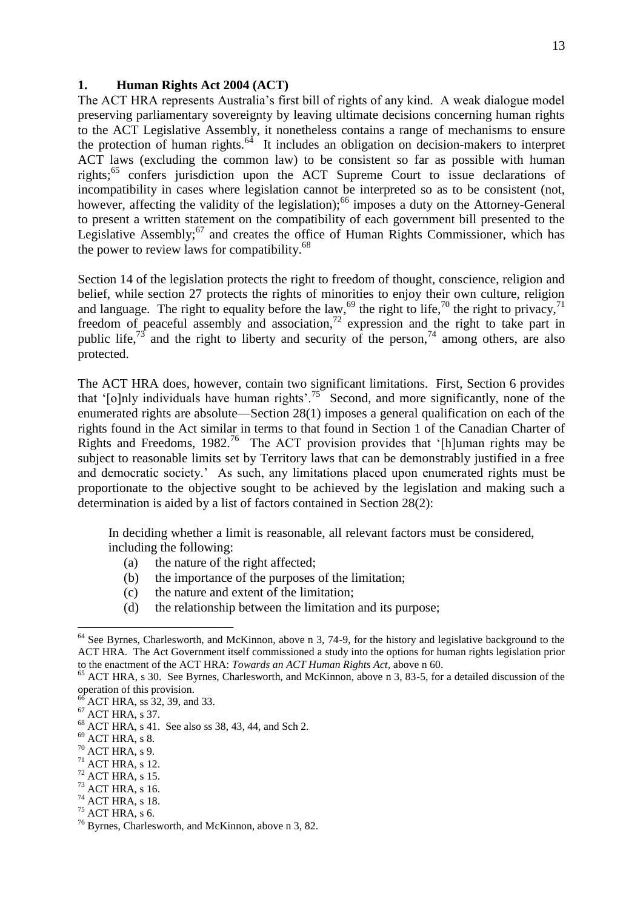## 1. Human Rights Act 2004 (ACT)

The ACT HRA represents Australia's first bill of rights of any kind. A weak dialogue model preserving parliamentary sovereignty by leaving ultimate decisions concerning human rights to the ACT Legislative Assembly, it nonetheless contains a range of mechanisms to ensure the protection of human rights.[64] It includes an obligation on decision-makers to interpret ACT laws (excluding the common law) to be consistent so far as possible with human rights;[65] confers jurisdiction upon the ACT Supreme Court to issue declarations of incompatibility in cases where legislation cannot be interpreted so as to be consistent (not, however, affecting the validity of the legislation);[66] imposes a duty on the Attorney-General to present a written statement on the compatibility of each government bill presented to the Legislative Assembly;[67] and creates the office of Human Rights Commissioner, which has the power to review laws for compatibility.[68]

Section 14 of the legislation protects the right to freedom of thought, conscience, religion and belief, while section 27 protects the rights of minorities to enjoy their own culture, religion and language. The right to equality before the law,[69] the right to life,[70] the right to privacy,[71] freedom of peaceful assembly and association,[72] expression and the right to take part in public life,[73] and the right to liberty and security of the person,[74] among others, are also protected.

The ACT HRA does, however, contain two significant limitations. First, Section 6 provides that '[o]nly individuals have human rights'.[75] Second, and more significantly, none of the enumerated rights are absolute—Section 28(1) imposes a general qualification on each of the rights found in the Act similar in terms to that found in Section 1 of the Canadian Charter of Rights and Freedoms, 1982.[76] The ACT provision provides that '[h]uman rights may be subject to reasonable limits set by Territory laws that can be demonstrably justified in a free and democratic society.' As such, any limitations placed upon enumerated rights must be proportionate to the objective sought to be achieved by the legislation and making such a determination is aided by a list of factors contained in Section 28(2):

> In deciding whether a limit is reasonable, all relevant factors must be considered, including the following:
> (a) the nature of the right affected;
> (b) the importance of the purposes of the limitation;
> (c) the nature and extent of the limitation;
> (d) the relationship between the limitation and its purpose;

---

[64] See Byrnes, Charlesworth, and McKinnon, above n 3, 74-9, for the history and legislative background to the ACT HRA. The Act Government itself commissioned a study into the options for human rights legislation prior to the enactment of the ACT HRA: *Towards an ACT Human Rights Act*, above n 60.

[65] ACT HRA, s 30. See Byrnes, Charlesworth, and McKinnon, above n 3, 83-5, for a detailed discussion of the operation of this provision.

[66] ACT HRA, ss 32, 39, and 33.

[67] ACT HRA, s 37.

[68] ACT HRA, s 41. See also ss 38, 43, 44, and Sch 2.

[69] ACT HRA, s 8.

[70] ACT HRA, s 9.

[71] ACT HRA, s 12.

[72] ACT HRA, s 15.

[73] ACT HRA, s 16.

[74] ACT HRA, s 18.

[75] ACT HRA, s 6.

[76] Byrnes, Charlesworth, and McKinnon, above n 3, 82.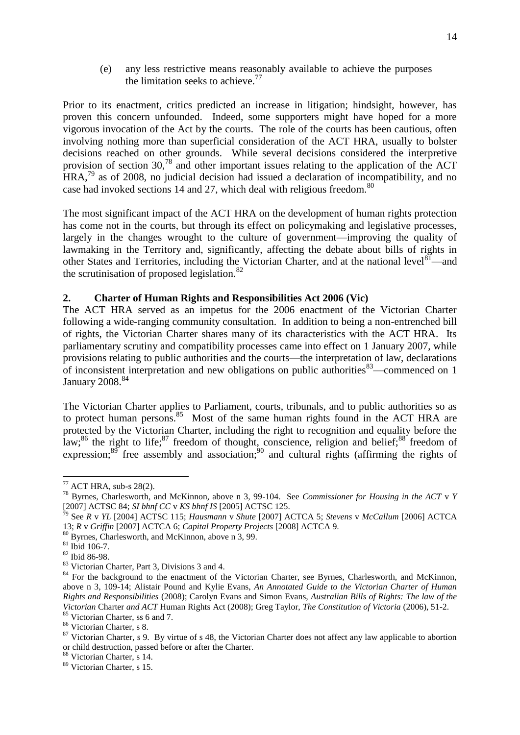(e) any less restrictive means reasonably available to achieve the purposes the limitation seeks to achieve.[77]

Prior to its enactment, critics predicted an increase in litigation; hindsight, however, has proven this concern unfounded. Indeed, some supporters might have hoped for a more vigorous invocation of the Act by the courts. The role of the courts has been cautious, often involving nothing more than superficial consideration of the ACT HRA, usually to bolster decisions reached on other grounds. While several decisions considered the interpretive provision of section 30,[78] and other important issues relating to the application of the ACT HRA,[79] as of 2008, no judicial decision had issued a declaration of incompatibility, and no case had invoked sections 14 and 27, which deal with religious freedom.[80]

The most significant impact of the ACT HRA on the development of human rights protection has come not in the courts, but through its effect on policymaking and legislative processes, largely in the changes wrought to the culture of government—improving the quality of lawmaking in the Territory and, significantly, affecting the debate about bills of rights in other States and Territories, including the Victorian Charter, and at the national level[81]—and the scrutinisation of proposed legislation.[82]

## 2. Charter of Human Rights and Responsibilities Act 2006 (Vic)

The ACT HRA served as an impetus for the 2006 enactment of the Victorian Charter following a wide-ranging community consultation. In addition to being a non-entrenched bill of rights, the Victorian Charter shares many of its characteristics with the ACT HRA. Its parliamentary scrutiny and compatibility processes came into effect on 1 January 2007, while provisions relating to public authorities and the courts—the interpretation of law, declarations of inconsistent interpretation and new obligations on public authorities[83]—commenced on 1 January 2008.[84]

The Victorian Charter applies to Parliament, courts, tribunals, and to public authorities so as to protect human persons.[85] Most of the same human rights found in the ACT HRA are protected by the Victorian Charter, including the right to recognition and equality before the law;[86] the right to life;[87] freedom of thought, conscience, religion and belief;[88] freedom of expression;[89] free assembly and association;[90] and cultural rights (affirming the rights of

---

[77] ACT HRA, sub-s 28(2).

[78] Byrnes, Charlesworth, and McKinnon, above n 3, 99-104. See *Commissioner for Housing in the ACT* v *Y* [2007] ACTSC 84; *SI bhnf CC* v *KS bhnf IS* [2005] ACTSC 125.

[79] See *R* v *YL* [2004] ACTSC 115; *Hausmann* v *Shute* [2007] ACTCA 5; *Stevens* v *McCallum* [2006] ACTCA 13; *R* v *Griffin* [2007] ACTCA 6; *Capital Property Projects* [2008] ACTCA 9.

[80] Byrnes, Charlesworth, and McKinnon, above n 3, 99.

[81] Ibid 106-7.

[82] Ibid 86-98.

[83] Victorian Charter, Part 3, Divisions 3 and 4.

[84] For the background to the enactment of the Victorian Charter, see Byrnes, Charlesworth, and McKinnon, above n 3, 109-14; Alistair Pound and Kylie Evans, *An Annotated Guide to the Victorian Charter of Human Rights and Responsibilities* (2008); Carolyn Evans and Simon Evans, *Australian Bills of Rights: The law of the Victorian* Charter *and ACT* Human Rights Act (2008); Greg Taylor, *The Constitution of Victoria* (2006), 51-2.

[85] Victorian Charter, ss 6 and 7.

[86] Victorian Charter, s 8.

[87] Victorian Charter, s 9. By virtue of s 48, the Victorian Charter does not affect any law applicable to abortion or child destruction, passed before or after the Charter.

[88] Victorian Charter, s 14.

[89] Victorian Charter, s 15.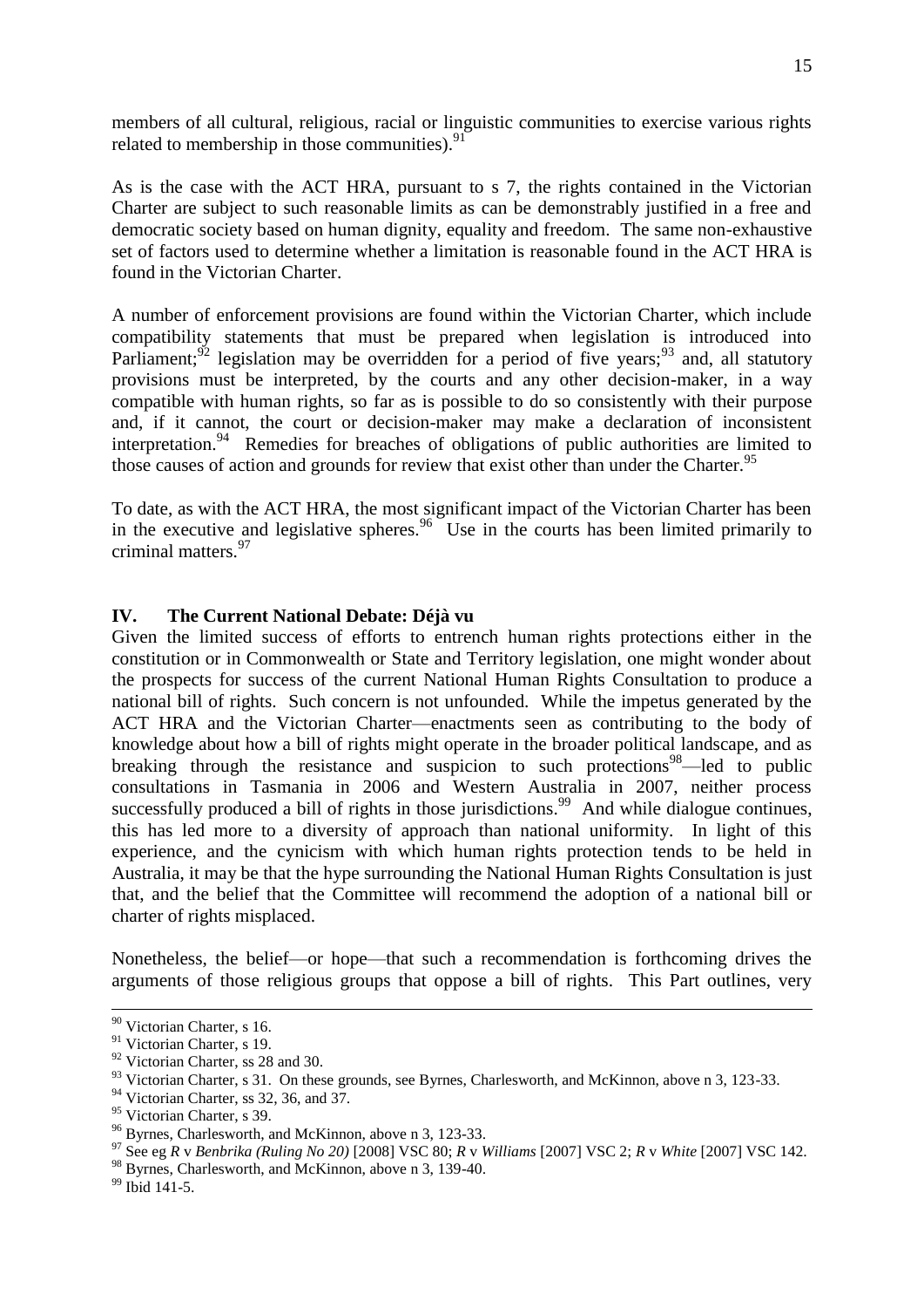members of all cultural, religious, racial or linguistic communities to exercise various rights related to membership in those communities).[91]

As is the case with the ACT HRA, pursuant to s 7, the rights contained in the Victorian Charter are subject to such reasonable limits as can be demonstrably justified in a free and democratic society based on human dignity, equality and freedom. The same non-exhaustive set of factors used to determine whether a limitation is reasonable found in the ACT HRA is found in the Victorian Charter.

A number of enforcement provisions are found within the Victorian Charter, which include compatibility statements that must be prepared when legislation is introduced into Parliament;[92] legislation may be overridden for a period of five years;[93] and, all statutory provisions must be interpreted, by the courts and any other decision-maker, in a way compatible with human rights, so far as is possible to do so consistently with their purpose and, if it cannot, the court or decision-maker may make a declaration of inconsistent interpretation.[94] Remedies for breaches of obligations of public authorities are limited to those causes of action and grounds for review that exist other than under the Charter.[95]

To date, as with the ACT HRA, the most significant impact of the Victorian Charter has been in the executive and legislative spheres.[96] Use in the courts has been limited primarily to criminal matters.[97]

## IV. The Current National Debate: Déjà vu

Given the limited success of efforts to entrench human rights protections either in the constitution or in Commonwealth or State and Territory legislation, one might wonder about the prospects for success of the current National Human Rights Consultation to produce a national bill of rights. Such concern is not unfounded. While the impetus generated by the ACT HRA and the Victorian Charter—enactments seen as contributing to the body of knowledge about how a bill of rights might operate in the broader political landscape, and as breaking through the resistance and suspicion to such protections[98]—led to public consultations in Tasmania in 2006 and Western Australia in 2007, neither process successfully produced a bill of rights in those jurisdictions.[99] And while dialogue continues, this has led more to a diversity of approach than national uniformity. In light of this experience, and the cynicism with which human rights protection tends to be held in Australia, it may be that the hype surrounding the National Human Rights Consultation is just that, and the belief that the Committee will recommend the adoption of a national bill or charter of rights misplaced.

Nonetheless, the belief—or hope—that such a recommendation is forthcoming drives the arguments of those religious groups that oppose a bill of rights. This Part outlines, very

---

[90] Victorian Charter, s 16.

[91] Victorian Charter, s 19.

[92] Victorian Charter, ss 28 and 30.

[93] Victorian Charter, s 31. On these grounds, see Byrnes, Charlesworth, and McKinnon, above n 3, 123-33.

[94] Victorian Charter, ss 32, 36, and 37.

[95] Victorian Charter, s 39.

[96] Byrnes, Charlesworth, and McKinnon, above n 3, 123-33.

[97] See eg *R* v *Benbrika (Ruling No 20)* [2008] VSC 80; *R* v *Williams* [2007] VSC 2; *R* v *White* [2007] VSC 142.

[98] Byrnes, Charlesworth, and McKinnon, above n 3, 139-40.

[99] Ibid 141-5.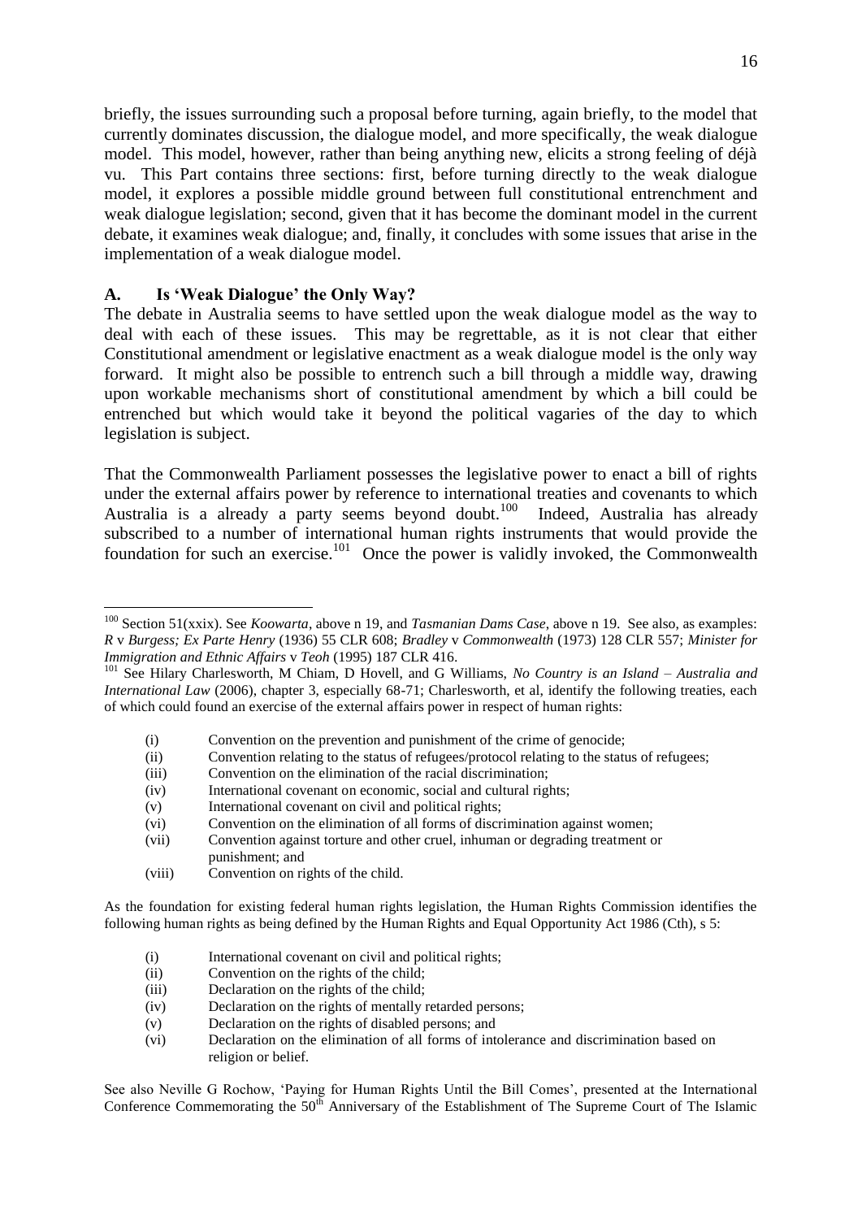briefly, the issues surrounding such a proposal before turning, again briefly, to the model that currently dominates discussion, the dialogue model, and more specifically, the weak dialogue model. This model, however, rather than being anything new, elicits a strong feeling of déjà vu. This Part contains three sections: first, before turning directly to the weak dialogue model, it explores a possible middle ground between full constitutional entrenchment and weak dialogue legislation; second, given that it has become the dominant model in the current debate, it examines weak dialogue; and, finally, it concludes with some issues that arise in the implementation of a weak dialogue model.

## A. Is 'Weak Dialogue' the Only Way?

The debate in Australia seems to have settled upon the weak dialogue model as the way to deal with each of these issues. This may be regrettable, as it is not clear that either Constitutional amendment or legislative enactment as a weak dialogue model is the only way forward. It might also be possible to entrench such a bill through a middle way, drawing upon workable mechanisms short of constitutional amendment by which a bill could be entrenched but which would take it beyond the political vagaries of the day to which legislation is subject.

That the Commonwealth Parliament possesses the legislative power to enact a bill of rights under the external affairs power by reference to international treaties and covenants to which Australia is a already a party seems beyond doubt.[100] Indeed, Australia has already subscribed to a number of international human rights instruments that would provide the foundation for such an exercise.[101] Once the power is validly invoked, the Commonwealth

---

[100] Section 51(xxix). See *Koowarta*, above n 19, and *Tasmanian Dams Case*, above n 19. See also, as examples: *R* v *Burgess; Ex Parte Henry* (1936) 55 CLR 608; *Bradley* v *Commonwealth* (1973) 128 CLR 557; *Minister for Immigration and Ethnic Affairs* v *Teoh* (1995) 187 CLR 416.

[101] See Hilary Charlesworth, M Chiam, D Hovell, and G Williams, *No Country is an Island – Australia and International Law* (2006), chapter 3, especially 68-71; Charlesworth, et al, identify the following treaties, each of which could found an exercise of the external affairs power in respect of human rights:

(i) Convention on the prevention and punishment of the crime of genocide;
(ii) Convention relating to the status of refugees/protocol relating to the status of refugees;
(iii) Convention on the elimination of the racial discrimination;
(iv) International covenant on economic, social and cultural rights;
(v) International covenant on civil and political rights;
(vi) Convention on the elimination of all forms of discrimination against women;
(vii) Convention against torture and other cruel, inhuman or degrading treatment or punishment; and
(viii) Convention on rights of the child.

As the foundation for existing federal human rights legislation, the Human Rights Commission identifies the following human rights as being defined by the Human Rights and Equal Opportunity Act 1986 (Cth), s 5:

(i) International covenant on civil and political rights;
(ii) Convention on the rights of the child;
(iii) Declaration on the rights of the child;
(iv) Declaration on the rights of mentally retarded persons;
(v) Declaration on the rights of disabled persons; and
(vi) Declaration on the elimination of all forms of intolerance and discrimination based on religion or belief.

See also Neville G Rochow, 'Paying for Human Rights Until the Bill Comes', presented at the International Conference Commemorating the 50th Anniversary of the Establishment of The Supreme Court of The Islamic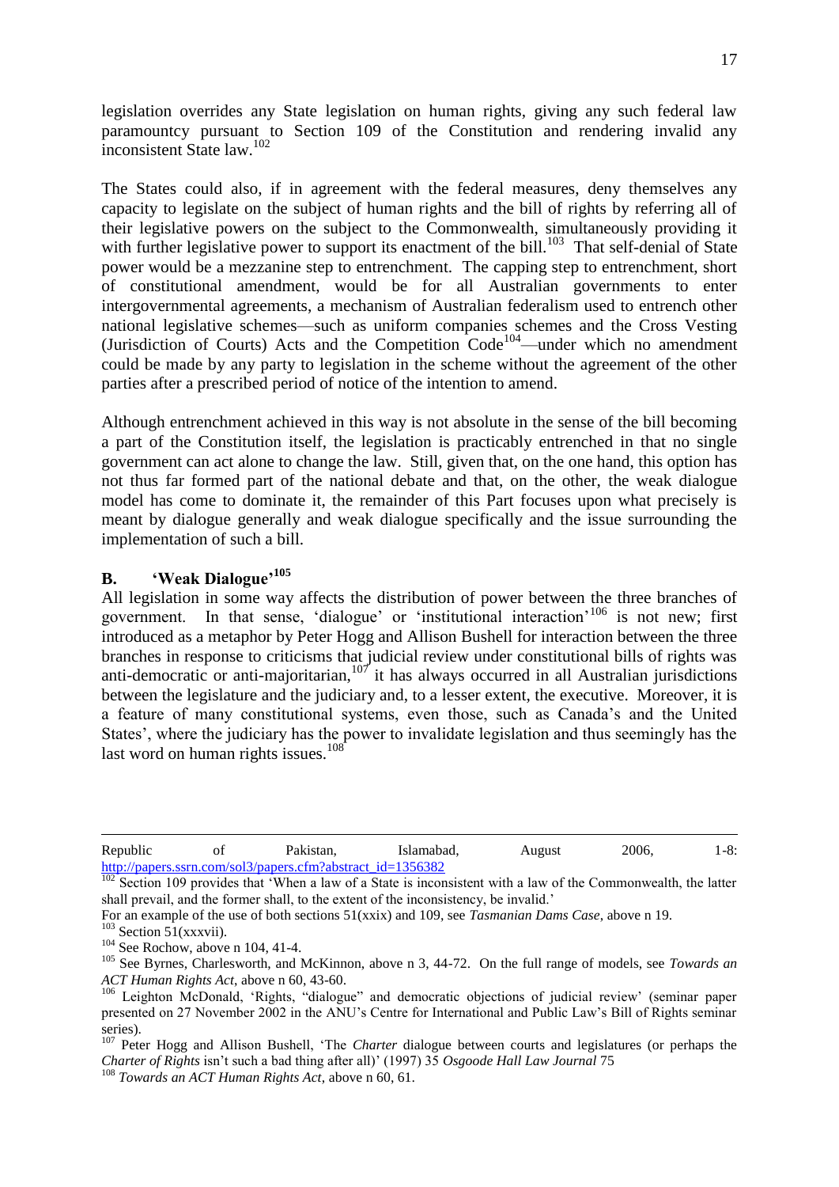legislation overrides any State legislation on human rights, giving any such federal law paramountcy pursuant to Section 109 of the Constitution and rendering invalid any inconsistent State law.[102]

The States could also, if in agreement with the federal measures, deny themselves any capacity to legislate on the subject of human rights and the bill of rights by referring all of their legislative powers on the subject to the Commonwealth, simultaneously providing it with further legislative power to support its enactment of the bill.[103] That self-denial of State power would be a mezzanine step to entrenchment. The capping step to entrenchment, short of constitutional amendment, would be for all Australian governments to enter intergovernmental agreements, a mechanism of Australian federalism used to entrench other national legislative schemes—such as uniform companies schemes and the Cross Vesting (Jurisdiction of Courts) Acts and the Competition Code[104]—under which no amendment could be made by any party to legislation in the scheme without the agreement of the other parties after a prescribed period of notice of the intention to amend.

Although entrenchment achieved in this way is not absolute in the sense of the bill becoming a part of the Constitution itself, the legislation is practicably entrenched in that no single government can act alone to change the law. Still, given that, on the one hand, this option has not thus far formed part of the national debate and that, on the other, the weak dialogue model has come to dominate it, the remainder of this Part focuses upon what precisely is meant by dialogue generally and weak dialogue specifically and the issue surrounding the implementation of such a bill.

## B. 'Weak Dialogue'[105]

All legislation in some way affects the distribution of power between the three branches of government. In that sense, 'dialogue' or 'institutional interaction'[106] is not new; first introduced as a metaphor by Peter Hogg and Allison Bushell for interaction between the three branches in response to criticisms that judicial review under constitutional bills of rights was anti-democratic or anti-majoritarian,[107] it has always occurred in all Australian jurisdictions between the legislature and the judiciary and, to a lesser extent, the executive. Moreover, it is a feature of many constitutional systems, even those, such as Canada's and the United States', where the judiciary has the power to invalidate legislation and thus seemingly has the last word on human rights issues.[108]

---

Republic of Pakistan, Islamabad, August 2006, 1-8: http://papers.ssrn.com/sol3/papers.cfm?abstract_id=1356382

[102] Section 109 provides that 'When a law of a State is inconsistent with a law of the Commonwealth, the latter shall prevail, and the former shall, to the extent of the inconsistency, be invalid.'
For an example of the use of both sections 51(xxix) and 109, see *Tasmanian Dams Case*, above n 19.

[103] Section 51(xxxvii).

[104] See Rochow, above n 104, 41-4.

[105] See Byrnes, Charlesworth, and McKinnon, above n 3, 44-72. On the full range of models, see *Towards an ACT Human Rights Act*, above n 60, 43-60.

[106] Leighton McDonald, 'Rights, "dialogue" and democratic objections of judicial review' (seminar paper presented on 27 November 2002 in the ANU's Centre for International and Public Law's Bill of Rights seminar series).

[107] Peter Hogg and Allison Bushell, 'The *Charter* dialogue between courts and legislatures (or perhaps the *Charter of Rights* isn't such a bad thing after all)' (1997) 35 *Osgoode Hall Law Journal* 75

[108] *Towards an ACT Human Rights Act*, above n 60, 61.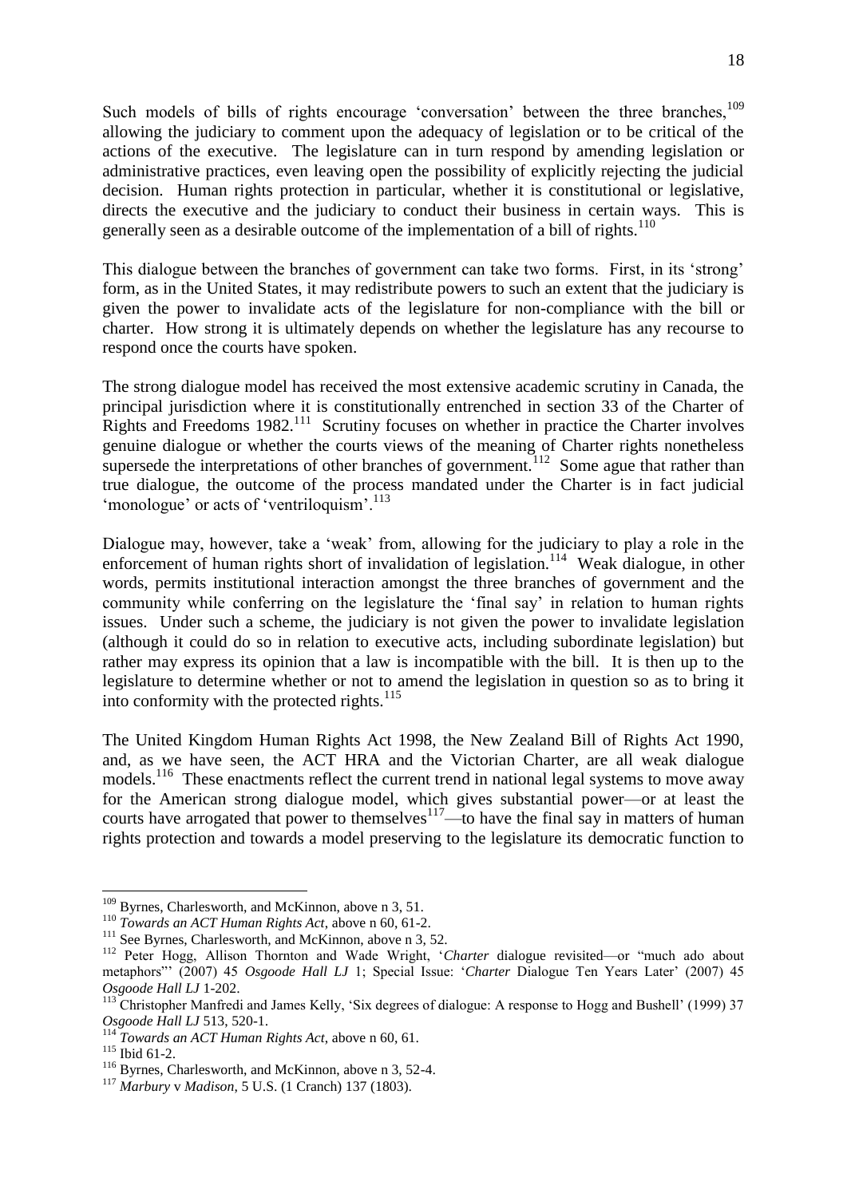Such models of bills of rights encourage 'conversation' between the three branches,[109] allowing the judiciary to comment upon the adequacy of legislation or to be critical of the actions of the executive. The legislature can in turn respond by amending legislation or administrative practices, even leaving open the possibility of explicitly rejecting the judicial decision. Human rights protection in particular, whether it is constitutional or legislative, directs the executive and the judiciary to conduct their business in certain ways. This is generally seen as a desirable outcome of the implementation of a bill of rights.[110]

This dialogue between the branches of government can take two forms. First, in its 'strong' form, as in the United States, it may redistribute powers to such an extent that the judiciary is given the power to invalidate acts of the legislature for non-compliance with the bill or charter. How strong it is ultimately depends on whether the legislature has any recourse to respond once the courts have spoken.

The strong dialogue model has received the most extensive academic scrutiny in Canada, the principal jurisdiction where it is constitutionally entrenched in section 33 of the Charter of Rights and Freedoms 1982.[111] Scrutiny focuses on whether in practice the Charter involves genuine dialogue or whether the courts views of the meaning of Charter rights nonetheless supersede the interpretations of other branches of government.[112] Some ague that rather than true dialogue, the outcome of the process mandated under the Charter is in fact judicial 'monologue' or acts of 'ventriloquism'.[113]

Dialogue may, however, take a 'weak' from, allowing for the judiciary to play a role in the enforcement of human rights short of invalidation of legislation.[114] Weak dialogue, in other words, permits institutional interaction amongst the three branches of government and the community while conferring on the legislature the 'final say' in relation to human rights issues. Under such a scheme, the judiciary is not given the power to invalidate legislation (although it could do so in relation to executive acts, including subordinate legislation) but rather may express its opinion that a law is incompatible with the bill. It is then up to the legislature to determine whether or not to amend the legislation in question so as to bring it into conformity with the protected rights.[115]

The United Kingdom Human Rights Act 1998, the New Zealand Bill of Rights Act 1990, and, as we have seen, the ACT HRA and the Victorian Charter, are all weak dialogue models.[116] These enactments reflect the current trend in national legal systems to move away for the American strong dialogue model, which gives substantial power—or at least the courts have arrogated that power to themselves[117]—to have the final say in matters of human rights protection and towards a model preserving to the legislature its democratic function to

---

[109] Byrnes, Charlesworth, and McKinnon, above n 3, 51.

[110] *Towards an ACT Human Rights Act*, above n 60, 61-2.

[111] See Byrnes, Charlesworth, and McKinnon, above n 3, 52.

[112] Peter Hogg, Allison Thornton and Wade Wright, '*Charter* dialogue revisited—or "much ado about metaphors"' (2007) 45 *Osgoode Hall LJ* 1; Special Issue: '*Charter* Dialogue Ten Years Later' (2007) 45 *Osgoode Hall LJ* 1-202.

[113] Christopher Manfredi and James Kelly, 'Six degrees of dialogue: A response to Hogg and Bushell' (1999) 37 *Osgoode Hall LJ* 513, 520-1.

[114] *Towards an ACT Human Rights Act*, above n 60, 61.

[115] Ibid 61-2.

[116] Byrnes, Charlesworth, and McKinnon, above n 3, 52-4.

[117] *Marbury* v *Madison*, 5 U.S. (1 Cranch) 137 (1803).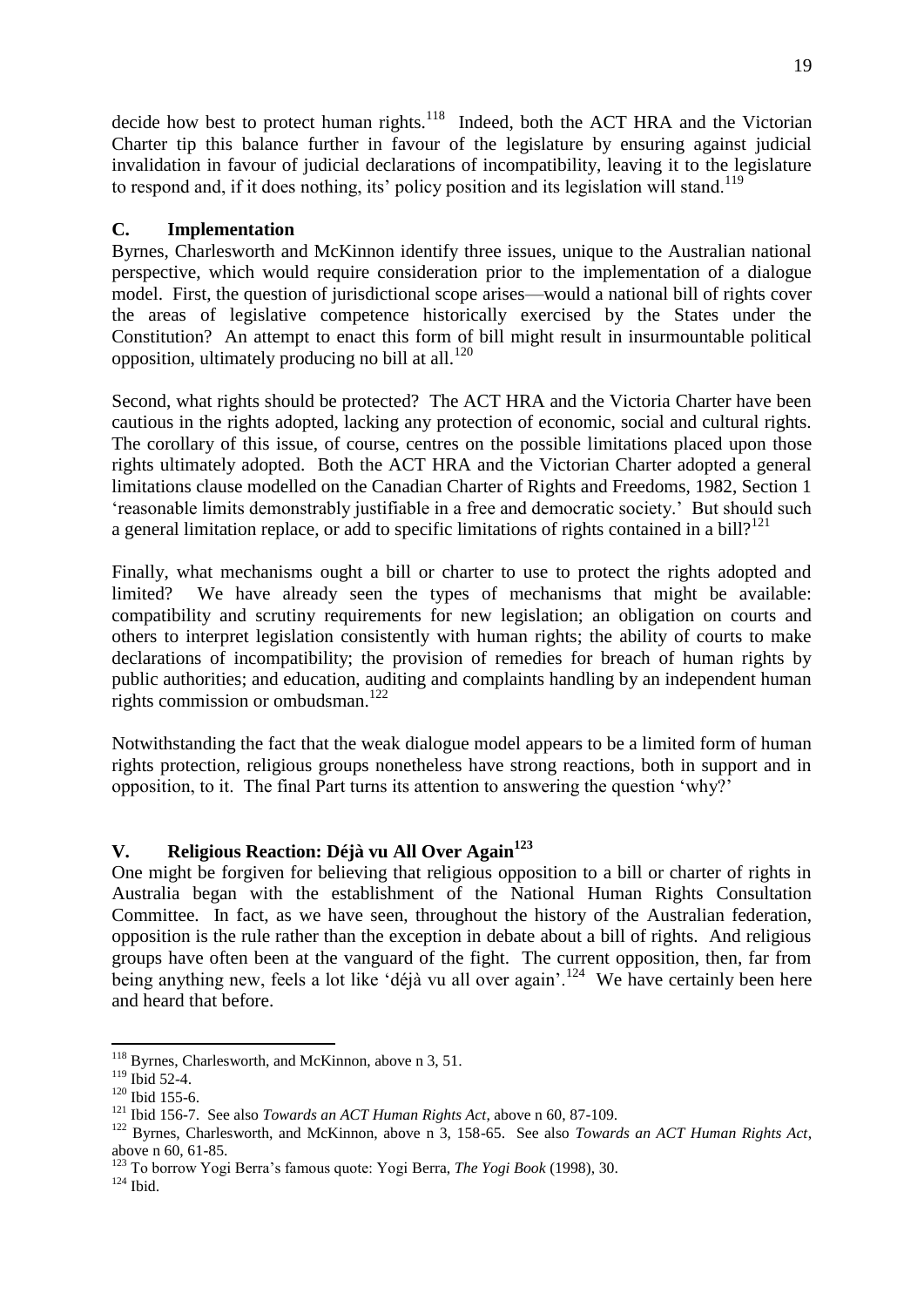decide how best to protect human rights.[118] Indeed, both the ACT HRA and the Victorian Charter tip this balance further in favour of the legislature by ensuring against judicial invalidation in favour of judicial declarations of incompatibility, leaving it to the legislature to respond and, if it does nothing, its' policy position and its legislation will stand.[119]

### C. Implementation

Byrnes, Charlesworth and McKinnon identify three issues, unique to the Australian national perspective, which would require consideration prior to the implementation of a dialogue model. First, the question of jurisdictional scope arises—would a national bill of rights cover the areas of legislative competence historically exercised by the States under the Constitution? An attempt to enact this form of bill might result in insurmountable political opposition, ultimately producing no bill at all.[120]

Second, what rights should be protected? The ACT HRA and the Victoria Charter have been cautious in the rights adopted, lacking any protection of economic, social and cultural rights. The corollary of this issue, of course, centres on the possible limitations placed upon those rights ultimately adopted. Both the ACT HRA and the Victorian Charter adopted a general limitations clause modelled on the Canadian Charter of Rights and Freedoms, 1982, Section 1 'reasonable limits demonstrably justifiable in a free and democratic society.' But should such a general limitation replace, or add to specific limitations of rights contained in a bill?[121]

Finally, what mechanisms ought a bill or charter to use to protect the rights adopted and limited? We have already seen the types of mechanisms that might be available: compatibility and scrutiny requirements for new legislation; an obligation on courts and others to interpret legislation consistently with human rights; the ability of courts to make declarations of incompatibility; the provision of remedies for breach of human rights by public authorities; and education, auditing and complaints handling by an independent human rights commission or ombudsman.[122]

Notwithstanding the fact that the weak dialogue model appears to be a limited form of human rights protection, religious groups nonetheless have strong reactions, both in support and in opposition, to it. The final Part turns its attention to answering the question 'why?'

## V. Religious Reaction: Déjà vu All Over Again[123]

One might be forgiven for believing that religious opposition to a bill or charter of rights in Australia began with the establishment of the National Human Rights Consultation Committee. In fact, as we have seen, throughout the history of the Australian federation, opposition is the rule rather than the exception in debate about a bill of rights. And religious groups have often been at the vanguard of the fight. The current opposition, then, far from being anything new, feels a lot like 'déjà vu all over again'.[124] We have certainly been here and heard that before.

---

[118] Byrnes, Charlesworth, and McKinnon, above n 3, 51.

[119] Ibid 52-4.

[120] Ibid 155-6.

[121] Ibid 156-7. See also *Towards an ACT Human Rights Act*, above n 60, 87-109.

[122] Byrnes, Charlesworth, and McKinnon, above n 3, 158-65. See also *Towards an ACT Human Rights Act*, above n 60, 61-85.

[123] To borrow Yogi Berra's famous quote: Yogi Berra, *The Yogi Book* (1998), 30.

[124] Ibid.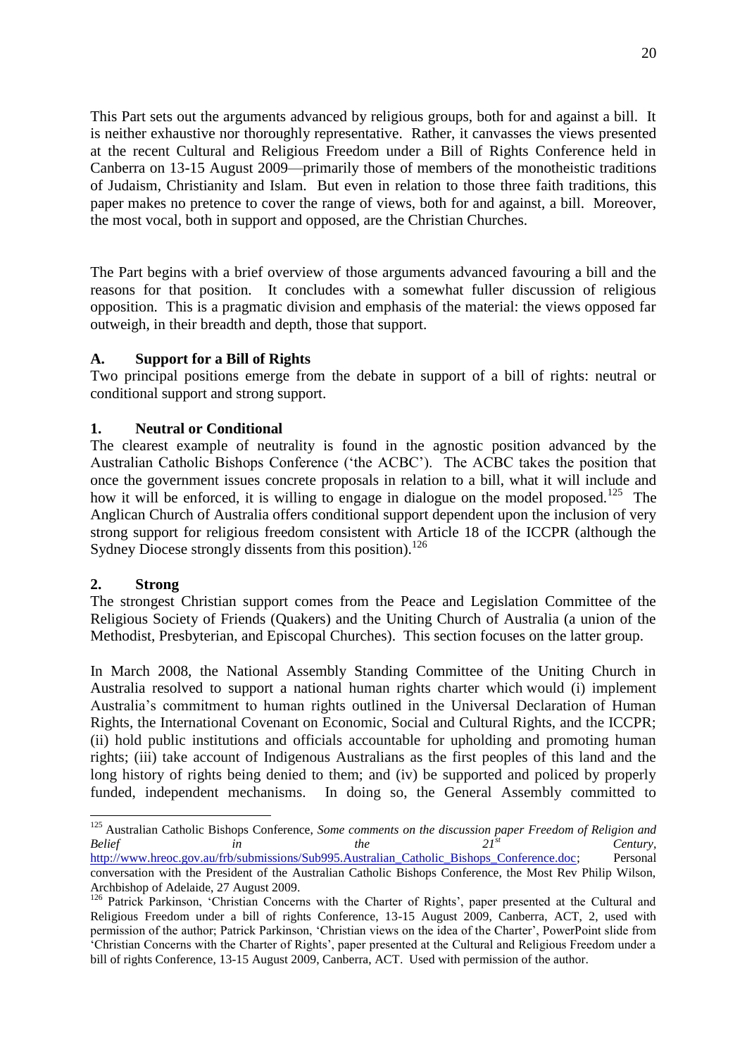This Part sets out the arguments advanced by religious groups, both for and against a bill. It is neither exhaustive nor thoroughly representative. Rather, it canvasses the views presented at the recent Cultural and Religious Freedom under a Bill of Rights Conference held in Canberra on 13-15 August 2009—primarily those of members of the monotheistic traditions of Judaism, Christianity and Islam. But even in relation to those three faith traditions, this paper makes no pretence to cover the range of views, both for and against, a bill. Moreover, the most vocal, both in support and opposed, are the Christian Churches.

The Part begins with a brief overview of those arguments advanced favouring a bill and the reasons for that position. It concludes with a somewhat fuller discussion of religious opposition. This is a pragmatic division and emphasis of the material: the views opposed far outweigh, in their breadth and depth, those that support.

### A. Support for a Bill of Rights

Two principal positions emerge from the debate in support of a bill of rights: neutral or conditional support and strong support.

#### 1. Neutral or Conditional

The clearest example of neutrality is found in the agnostic position advanced by the Australian Catholic Bishops Conference ('the ACBC'). The ACBC takes the position that once the government issues concrete proposals in relation to a bill, what it will include and how it will be enforced, it is willing to engage in dialogue on the model proposed.[125] The Anglican Church of Australia offers conditional support dependent upon the inclusion of very strong support for religious freedom consistent with Article 18 of the ICCPR (although the Sydney Diocese strongly dissents from this position).[126]

#### 2. Strong

The strongest Christian support comes from the Peace and Legislation Committee of the Religious Society of Friends (Quakers) and the Uniting Church of Australia (a union of the Methodist, Presbyterian, and Episcopal Churches). This section focuses on the latter group.

In March 2008, the National Assembly Standing Committee of the Uniting Church in Australia resolved to support a national human rights charter which would (i) implement Australia's commitment to human rights outlined in the Universal Declaration of Human Rights, the International Covenant on Economic, Social and Cultural Rights, and the ICCPR; (ii) hold public institutions and officials accountable for upholding and promoting human rights; (iii) take account of Indigenous Australians as the first peoples of this land and the long history of rights being denied to them; and (iv) be supported and policed by properly funded, independent mechanisms. In doing so, the General Assembly committed to

---

[125] Australian Catholic Bishops Conference, *Some comments on the discussion paper Freedom of Religion and Belief in the 21st Century*, http://www.hreoc.gov.au/frb/submissions/Sub995.Australian_Catholic_Bishops_Conference.doc; Personal conversation with the President of the Australian Catholic Bishops Conference, the Most Rev Philip Wilson, Archbishop of Adelaide, 27 August 2009.

[126] Patrick Parkinson, 'Christian Concerns with the Charter of Rights', paper presented at the Cultural and Religious Freedom under a bill of rights Conference, 13-15 August 2009, Canberra, ACT, 2, used with permission of the author; Patrick Parkinson, 'Christian views on the idea of the Charter', PowerPoint slide from 'Christian Concerns with the Charter of Rights', paper presented at the Cultural and Religious Freedom under a bill of rights Conference, 13-15 August 2009, Canberra, ACT. Used with permission of the author.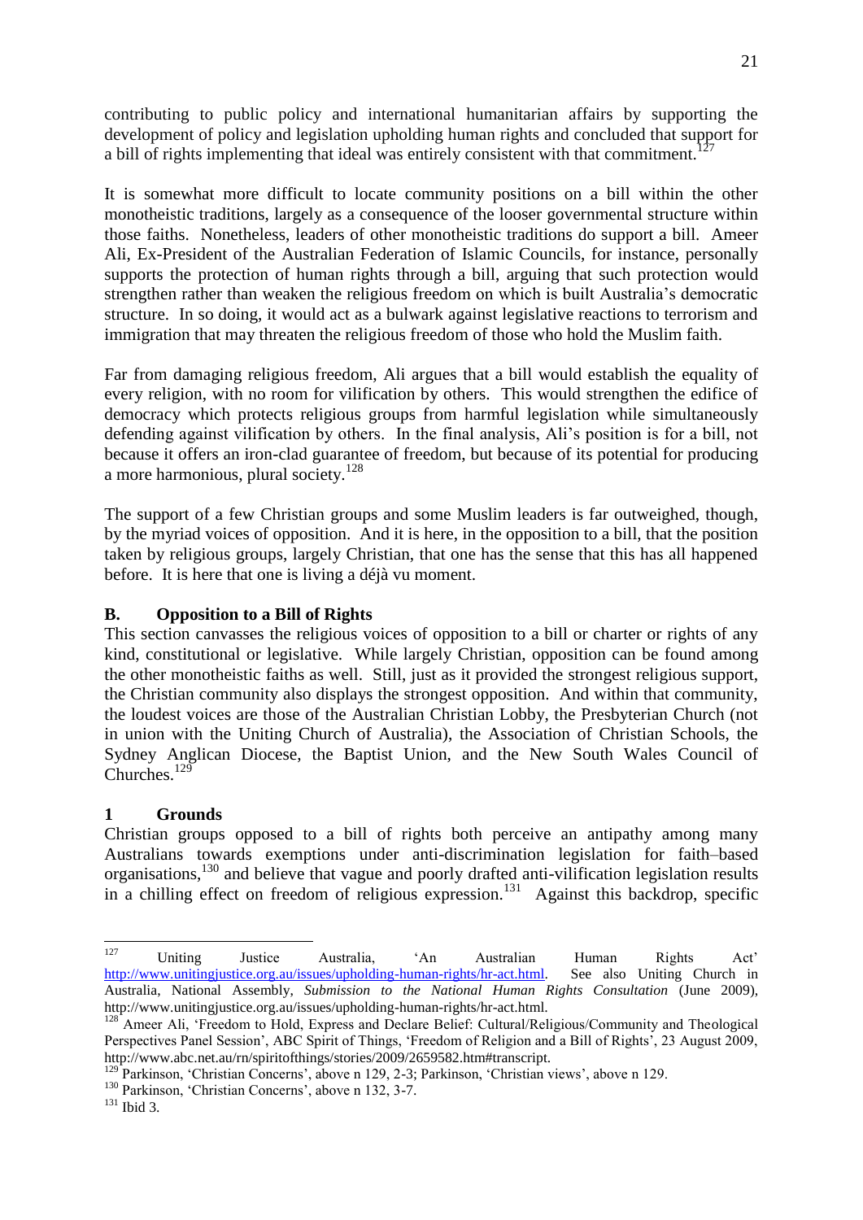contributing to public policy and international humanitarian affairs by supporting the development of policy and legislation upholding human rights and concluded that support for a bill of rights implementing that ideal was entirely consistent with that commitment.[127]

It is somewhat more difficult to locate community positions on a bill within the other monotheistic traditions, largely as a consequence of the looser governmental structure within those faiths. Nonetheless, leaders of other monotheistic traditions do support a bill. Ameer Ali, Ex-President of the Australian Federation of Islamic Councils, for instance, personally supports the protection of human rights through a bill, arguing that such protection would strengthen rather than weaken the religious freedom on which is built Australia's democratic structure. In so doing, it would act as a bulwark against legislative reactions to terrorism and immigration that may threaten the religious freedom of those who hold the Muslim faith.

Far from damaging religious freedom, Ali argues that a bill would establish the equality of every religion, with no room for vilification by others. This would strengthen the edifice of democracy which protects religious groups from harmful legislation while simultaneously defending against vilification by others. In the final analysis, Ali's position is for a bill, not because it offers an iron-clad guarantee of freedom, but because of its potential for producing a more harmonious, plural society.[128]

The support of a few Christian groups and some Muslim leaders is far outweighed, though, by the myriad voices of opposition. And it is here, in the opposition to a bill, that the position taken by religious groups, largely Christian, that one has the sense that this has all happened before. It is here that one is living a déjà vu moment.

## B. Opposition to a Bill of Rights

This section canvasses the religious voices of opposition to a bill or charter or rights of any kind, constitutional or legislative. While largely Christian, opposition can be found among the other monotheistic faiths as well. Still, just as it provided the strongest religious support, the Christian community also displays the strongest opposition. And within that community, the loudest voices are those of the Australian Christian Lobby, the Presbyterian Church (not in union with the Uniting Church of Australia), the Association of Christian Schools, the Sydney Anglican Diocese, the Baptist Union, and the New South Wales Council of Churches.[129]

### 1 Grounds

Christian groups opposed to a bill of rights both perceive an antipathy among many Australians towards exemptions under anti-discrimination legislation for faith–based organisations,[130] and believe that vague and poorly drafted anti-vilification legislation results in a chilling effect on freedom of religious expression.[131] Against this backdrop, specific

---

[127] Uniting Justice Australia, 'An Australian Human Rights Act' http://www.unitingjustice.org.au/issues/upholding-human-rights/hr-act.html. See also Uniting Church in Australia, National Assembly, *Submission to the National Human Rights Consultation* (June 2009), http://www.unitingjustice.org.au/issues/upholding-human-rights/hr-act.html.

[128] Ameer Ali, 'Freedom to Hold, Express and Declare Belief: Cultural/Religious/Community and Theological Perspectives Panel Session', ABC Spirit of Things, 'Freedom of Religion and a Bill of Rights', 23 August 2009, http://www.abc.net.au/rn/spiritofthings/stories/2009/2659582.htm#transcript.

[129] Parkinson, 'Christian Concerns', above n 129, 2-3; Parkinson, 'Christian views', above n 129.

[130] Parkinson, 'Christian Concerns', above n 132, 3-7.

[131] Ibid 3.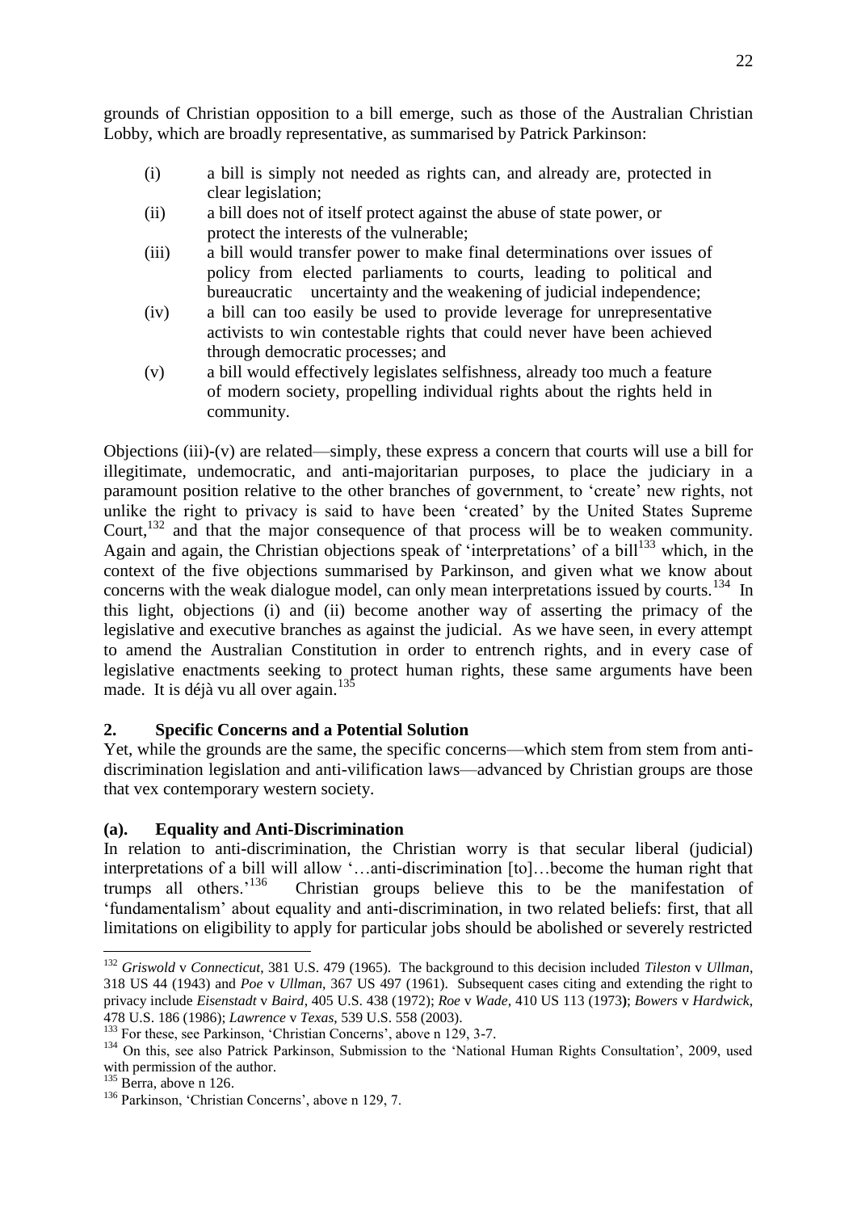grounds of Christian opposition to a bill emerge, such as those of the Australian Christian Lobby, which are broadly representative, as summarised by Patrick Parkinson:

(i) a bill is simply not needed as rights can, and already are, protected in clear legislation;

(ii) a bill does not of itself protect against the abuse of state power, or protect the interests of the vulnerable;

(iii) a bill would transfer power to make final determinations over issues of policy from elected parliaments to courts, leading to political and bureaucratic uncertainty and the weakening of judicial independence;

(iv) a bill can too easily be used to provide leverage for unrepresentative activists to win contestable rights that could never have been achieved through democratic processes; and

(v) a bill would effectively legislates selfishness, already too much a feature of modern society, propelling individual rights about the rights held in community.

Objections (iii)-(v) are related—simply, these express a concern that courts will use a bill for illegitimate, undemocratic, and anti-majoritarian purposes, to place the judiciary in a paramount position relative to the other branches of government, to 'create' new rights, not unlike the right to privacy is said to have been 'created' by the United States Supreme Court,[132] and that the major consequence of that process will be to weaken community. Again and again, the Christian objections speak of 'interpretations' of a bill[133] which, in the context of the five objections summarised by Parkinson, and given what we know about concerns with the weak dialogue model, can only mean interpretations issued by courts.[134] In this light, objections (i) and (ii) become another way of asserting the primacy of the legislative and executive branches as against the judicial. As we have seen, in every attempt to amend the Australian Constitution in order to entrench rights, and in every case of legislative enactments seeking to protect human rights, these same arguments have been made. It is déjà vu all over again.[135]

## 2. Specific Concerns and a Potential Solution

Yet, while the grounds are the same, the specific concerns—which stem from stem from anti-discrimination legislation and anti-vilification laws—advanced by Christian groups are those that vex contemporary western society.

### (a). Equality and Anti-Discrimination

In relation to anti-discrimination, the Christian worry is that secular liberal (judicial) interpretations of a bill will allow '…anti-discrimination [to]…become the human right that trumps all others.'[136] Christian groups believe this to be the manifestation of 'fundamentalism' about equality and anti-discrimination, in two related beliefs: first, that all limitations on eligibility to apply for particular jobs should be abolished or severely restricted

---

[132] *Griswold* v *Connecticut*, 381 U.S. 479 (1965). The background to this decision included *Tileston* v *Ullman*, 318 US 44 (1943) and *Poe* v *Ullman*, 367 US 497 (1961). Subsequent cases citing and extending the right to privacy include *Eisenstadt* v *Baird*, 405 U.S. 438 (1972); *Roe* v *Wade*, 410 US 113 (1973); *Bowers* v *Hardwick*, 478 U.S. 186 (1986); *Lawrence* v *Texas*, 539 U.S. 558 (2003).

[133] For these, see Parkinson, 'Christian Concerns', above n 129, 3-7.

[134] On this, see also Patrick Parkinson, Submission to the 'National Human Rights Consultation', 2009, used with permission of the author.

[135] Berra, above n 126.

[136] Parkinson, 'Christian Concerns', above n 129, 7.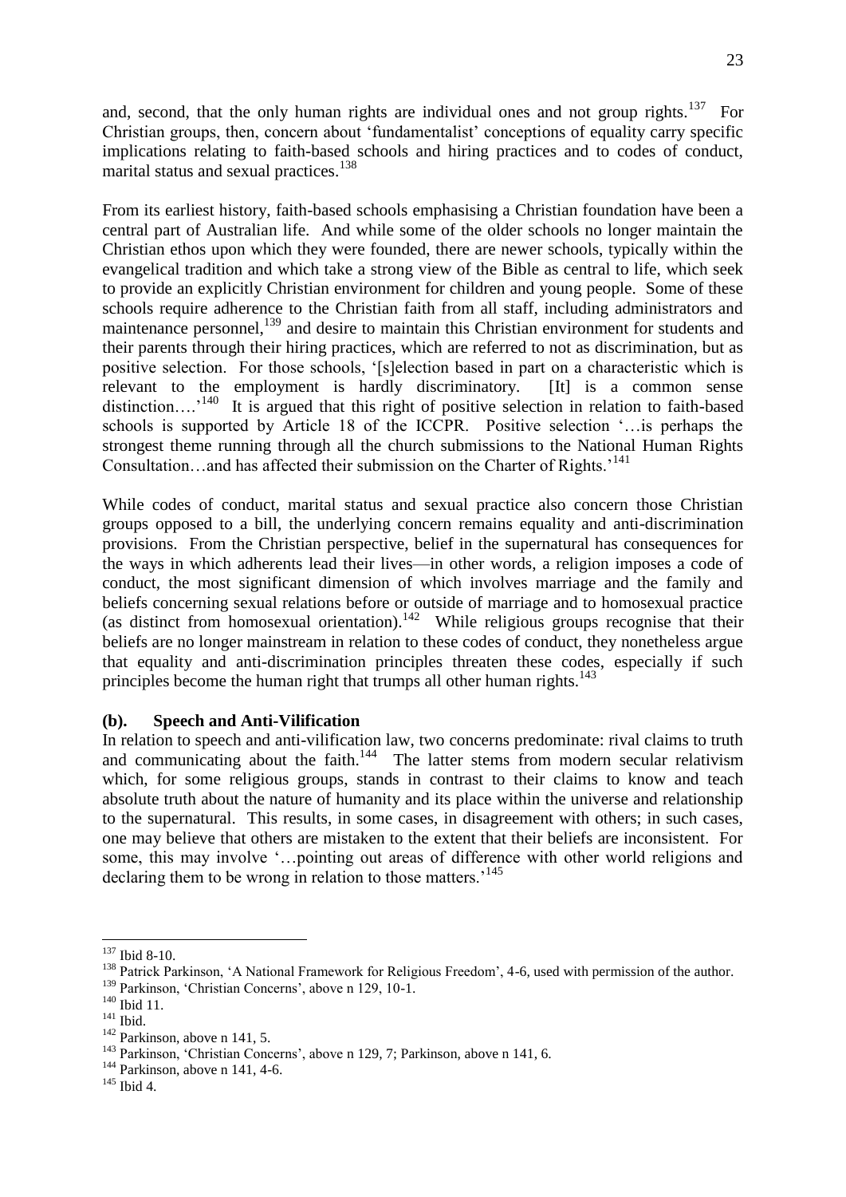and, second, that the only human rights are individual ones and not group rights.[137] For Christian groups, then, concern about 'fundamentalist' conceptions of equality carry specific implications relating to faith-based schools and hiring practices and to codes of conduct, marital status and sexual practices.[138]

From its earliest history, faith-based schools emphasising a Christian foundation have been a central part of Australian life. And while some of the older schools no longer maintain the Christian ethos upon which they were founded, there are newer schools, typically within the evangelical tradition and which take a strong view of the Bible as central to life, which seek to provide an explicitly Christian environment for children and young people. Some of these schools require adherence to the Christian faith from all staff, including administrators and maintenance personnel,[139] and desire to maintain this Christian environment for students and their parents through their hiring practices, which are referred to not as discrimination, but as positive selection. For those schools, '[s]election based in part on a characteristic which is relevant to the employment is hardly discriminatory. [It] is a common sense distinction….'[140] It is argued that this right of positive selection in relation to faith-based schools is supported by Article 18 of the ICCPR. Positive selection '…is perhaps the strongest theme running through all the church submissions to the National Human Rights Consultation…and has affected their submission on the Charter of Rights.'[141]

While codes of conduct, marital status and sexual practice also concern those Christian groups opposed to a bill, the underlying concern remains equality and anti-discrimination provisions. From the Christian perspective, belief in the supernatural has consequences for the ways in which adherents lead their lives—in other words, a religion imposes a code of conduct, the most significant dimension of which involves marriage and the family and beliefs concerning sexual relations before or outside of marriage and to homosexual practice (as distinct from homosexual orientation).[142] While religious groups recognise that their beliefs are no longer mainstream in relation to these codes of conduct, they nonetheless argue that equality and anti-discrimination principles threaten these codes, especially if such principles become the human right that trumps all other human rights.[143]

**(b). Speech and Anti-Vilification**

In relation to speech and anti-vilification law, two concerns predominate: rival claims to truth and communicating about the faith.[144] The latter stems from modern secular relativism which, for some religious groups, stands in contrast to their claims to know and teach absolute truth about the nature of humanity and its place within the universe and relationship to the supernatural. This results, in some cases, in disagreement with others; in such cases, one may believe that others are mistaken to the extent that their beliefs are inconsistent. For some, this may involve '…pointing out areas of difference with other world religions and declaring them to be wrong in relation to those matters.'[145]

---

[137] Ibid 8-10.

[138] Patrick Parkinson, 'A National Framework for Religious Freedom', 4-6, used with permission of the author.

[139] Parkinson, 'Christian Concerns', above n 129, 10-1.

[140] Ibid 11.

[141] Ibid.

[142] Parkinson, above n 141, 5.

[143] Parkinson, 'Christian Concerns', above n 129, 7; Parkinson, above n 141, 6.

[144] Parkinson, above n 141, 4-6.

[145] Ibid 4.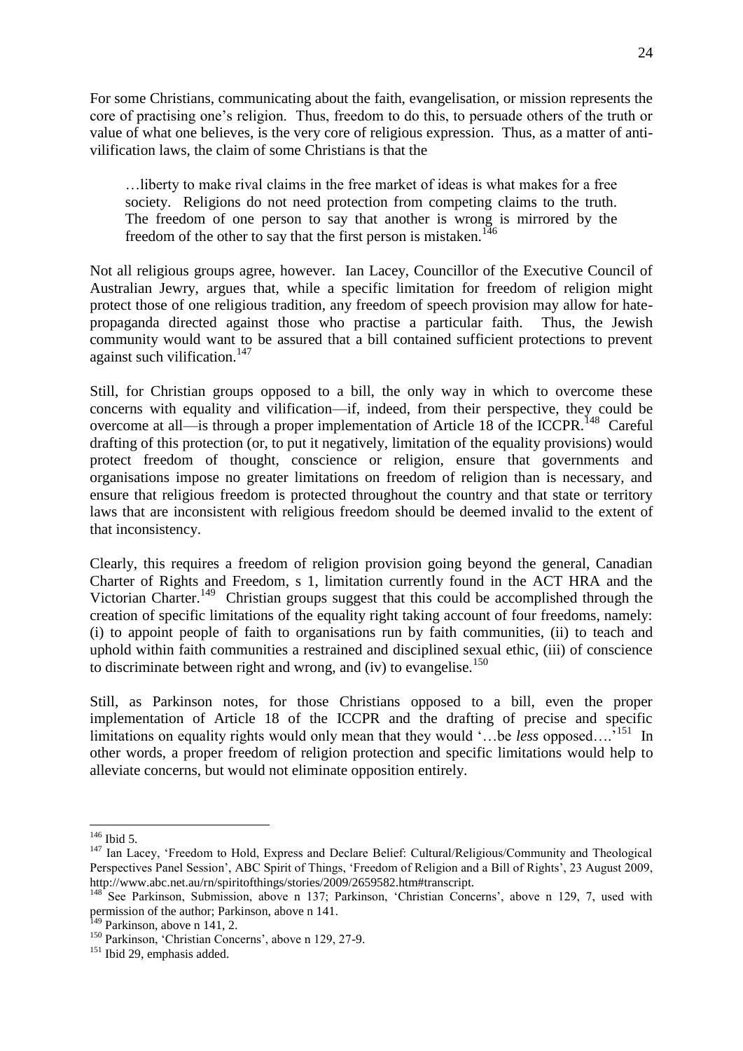For some Christians, communicating about the faith, evangelisation, or mission represents the core of practising one's religion. Thus, freedom to do this, to persuade others of the truth or value of what one believes, is the very core of religious expression. Thus, as a matter of anti-vilification laws, the claim of some Christians is that the

> …liberty to make rival claims in the free market of ideas is what makes for a free society. Religions do not need protection from competing claims to the truth. The freedom of one person to say that another is wrong is mirrored by the freedom of the other to say that the first person is mistaken.[146]

Not all religious groups agree, however. Ian Lacey, Councillor of the Executive Council of Australian Jewry, argues that, while a specific limitation for freedom of religion might protect those of one religious tradition, any freedom of speech provision may allow for hate-propaganda directed against those who practise a particular faith. Thus, the Jewish community would want to be assured that a bill contained sufficient protections to prevent against such vilification.[147]

Still, for Christian groups opposed to a bill, the only way in which to overcome these concerns with equality and vilification—if, indeed, from their perspective, they could be overcome at all—is through a proper implementation of Article 18 of the ICCPR.[148] Careful drafting of this protection (or, to put it negatively, limitation of the equality provisions) would protect freedom of thought, conscience or religion, ensure that governments and organisations impose no greater limitations on freedom of religion than is necessary, and ensure that religious freedom is protected throughout the country and that state or territory laws that are inconsistent with religious freedom should be deemed invalid to the extent of that inconsistency.

Clearly, this requires a freedom of religion provision going beyond the general, Canadian Charter of Rights and Freedom, s 1, limitation currently found in the ACT HRA and the Victorian Charter.[149] Christian groups suggest that this could be accomplished through the creation of specific limitations of the equality right taking account of four freedoms, namely: (i) to appoint people of faith to organisations run by faith communities, (ii) to teach and uphold within faith communities a restrained and disciplined sexual ethic, (iii) of conscience to discriminate between right and wrong, and (iv) to evangelise.[150]

Still, as Parkinson notes, for those Christians opposed to a bill, even the proper implementation of Article 18 of the ICCPR and the drafting of precise and specific limitations on equality rights would only mean that they would '…be *less* opposed….'[151] In other words, a proper freedom of religion protection and specific limitations would help to alleviate concerns, but would not eliminate opposition entirely.

---

[146] Ibid 5.

[147] Ian Lacey, 'Freedom to Hold, Express and Declare Belief: Cultural/Religious/Community and Theological Perspectives Panel Session', ABC Spirit of Things, 'Freedom of Religion and a Bill of Rights', 23 August 2009, http://www.abc.net.au/rn/spiritofthings/stories/2009/2659582.htm#transcript.

[148] See Parkinson, Submission, above n 137; Parkinson, 'Christian Concerns', above n 129, 7, used with permission of the author; Parkinson, above n 141.

[149] Parkinson, above n 141, 2.

[150] Parkinson, 'Christian Concerns', above n 129, 27-9.

[151] Ibid 29, emphasis added.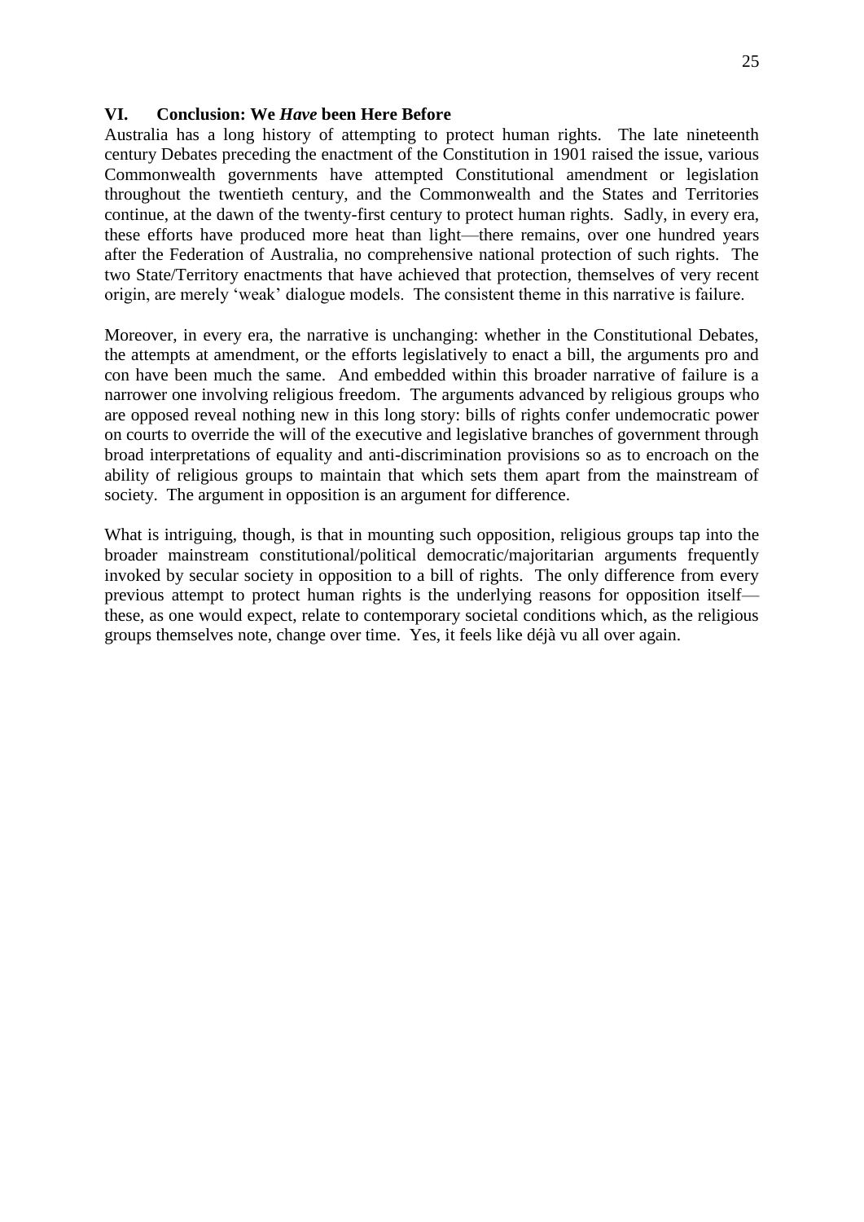## VI. Conclusion: We *Have* been Here Before

Australia has a long history of attempting to protect human rights. The late nineteenth century Debates preceding the enactment of the Constitution in 1901 raised the issue, various Commonwealth governments have attempted Constitutional amendment or legislation throughout the twentieth century, and the Commonwealth and the States and Territories continue, at the dawn of the twenty-first century to protect human rights. Sadly, in every era, these efforts have produced more heat than light—there remains, over one hundred years after the Federation of Australia, no comprehensive national protection of such rights. The two State/Territory enactments that have achieved that protection, themselves of very recent origin, are merely 'weak' dialogue models. The consistent theme in this narrative is failure.

Moreover, in every era, the narrative is unchanging: whether in the Constitutional Debates, the attempts at amendment, or the efforts legislatively to enact a bill, the arguments pro and con have been much the same. And embedded within this broader narrative of failure is a narrower one involving religious freedom. The arguments advanced by religious groups who are opposed reveal nothing new in this long story: bills of rights confer undemocratic power on courts to override the will of the executive and legislative branches of government through broad interpretations of equality and anti-discrimination provisions so as to encroach on the ability of religious groups to maintain that which sets them apart from the mainstream of society. The argument in opposition is an argument for difference.

What is intriguing, though, is that in mounting such opposition, religious groups tap into the broader mainstream constitutional/political democratic/majoritarian arguments frequently invoked by secular society in opposition to a bill of rights. The only difference from every previous attempt to protect human rights is the underlying reasons for opposition itself—these, as one would expect, relate to contemporary societal conditions which, as the religious groups themselves note, change over time. Yes, it feels like déjà vu all over again.